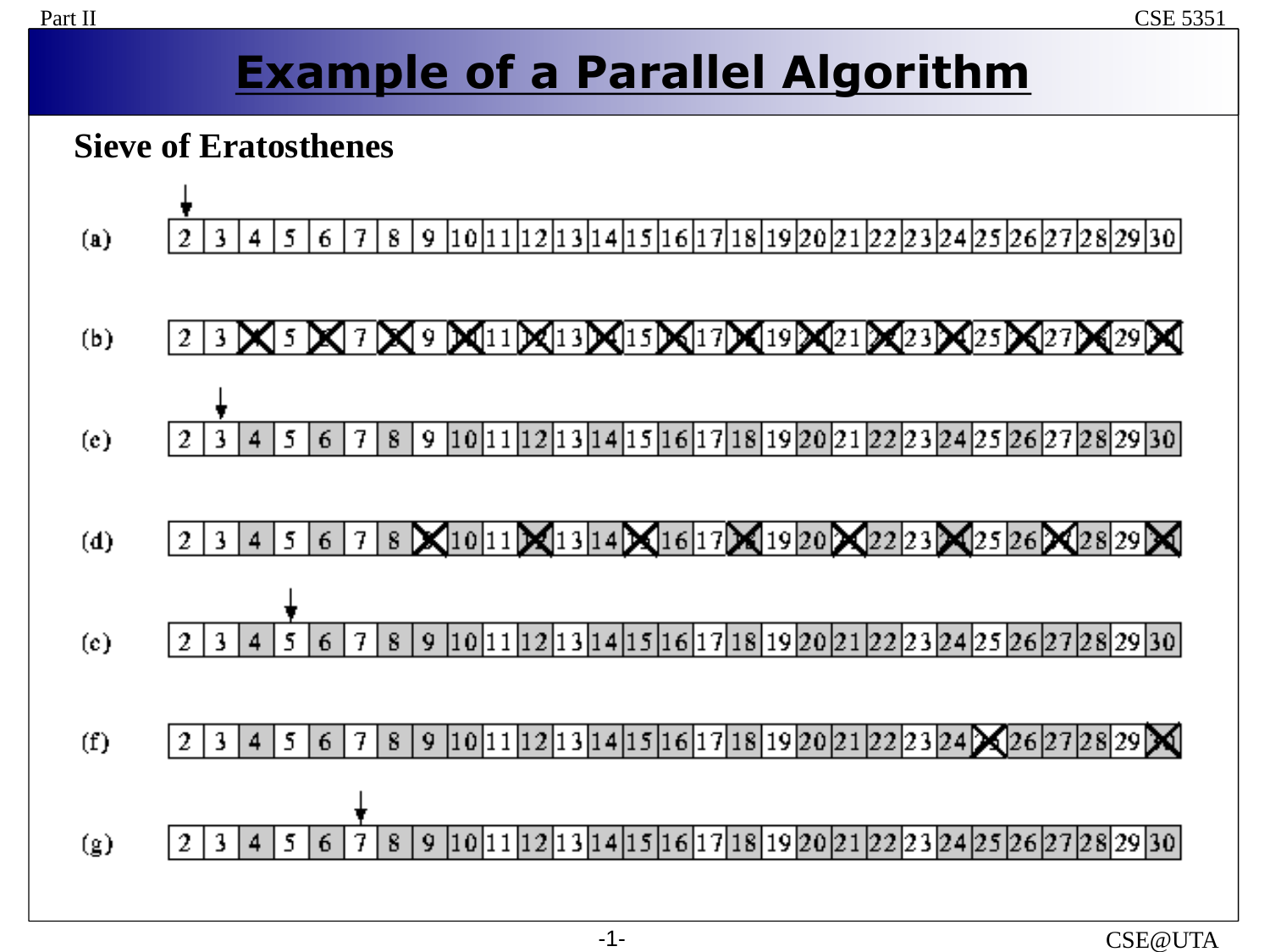# Example of a Parallel Algorithm

## Sieve of Eratosthenes

(a)

| 2 | 3 | 4 | 5 | 6 | 7 | 8 | 9 | 10 | 11 | 12 | 13 | 14 | 15 | 16 | 17 | 18 | 19 | 20 | 21 | 22 | 23 | 24 | 25 | 26 | 27 | 28 | 29 | 30 |
|---|---|---|---|---|---|---|---|---|---|---|---|---|---|---|---|---|---|---|---|---|---|---|---|---|---|---|---|---|

(b)

| 2 | 3 | X | 5 | X | 7 | X | 9 | X | 11 | X | 13 | X | 15 | X | 17 | X | 19 | X | 21 | X | 23 | X | 25 | X | 27 | X | 29 | X |
|---|---|---|---|---|---|---|---|---|---|---|---|---|---|---|---|---|---|---|---|---|---|---|---|---|---|---|---|---|

(c)

| 2 | 3 | 4 | 5 | 6 | 7 | 8 | 9 | 10 | 11 | 12 | 13 | 14 | 15 | 16 | 17 | 18 | 19 | 20 | 21 | 22 | 23 | 24 | 25 | 26 | 27 | 28 | 29 | 30 |
|---|---|---|---|---|---|---|---|---|---|---|---|---|---|---|---|---|---|---|---|---|---|---|---|---|---|---|---|---|

(d)

| 2 | 3 | 4 | 5 | 6 | 7 | 8 | X | 10 | 11 | X | 13 | 14 | X | 16 | 17 | X | 19 | 20 | X | 22 | 23 | X | 25 | 26 | X | 28 | 29 | X |
|---|---|---|---|---|---|---|---|---|---|---|---|---|---|---|---|---|---|---|---|---|---|---|---|---|---|---|---|---|

(e)

| 2 | 3 | 4 | 5 | 6 | 7 | 8 | 9 | 10 | 11 | 12 | 13 | 14 | 15 | 16 | 17 | 18 | 19 | 20 | 21 | 22 | 23 | 24 | 25 | 26 | 27 | 28 | 29 | 30 |
|---|---|---|---|---|---|---|---|---|---|---|---|---|---|---|---|---|---|---|---|---|---|---|---|---|---|---|---|---|

(f)

| 2 | 3 | 4 | 5 | 6 | 7 | 8 | 9 | 10 | 11 | 12 | 13 | 14 | 15 | 16 | 17 | 18 | 19 | 20 | 21 | 22 | 23 | 24 | X | 26 | 27 | 28 | 29 | X |
|---|---|---|---|---|---|---|---|---|---|---|---|---|---|---|---|---|---|---|---|---|---|---|---|---|---|---|---|---|

(g)

| 2 | 3 | 4 | 5 | 6 | 7 | 8 | 9 | 10 | 11 | 12 | 13 | 14 | 15 | 16 | 17 | 18 | 19 | 20 | 21 | 22 | 23 | 24 | 25 | 26 | 27 | 28 | 29 | 30 |
|---|---|---|---|---|---|---|---|---|---|---|---|---|---|---|---|---|---|---|---|---|---|---|---|---|---|---|---|---|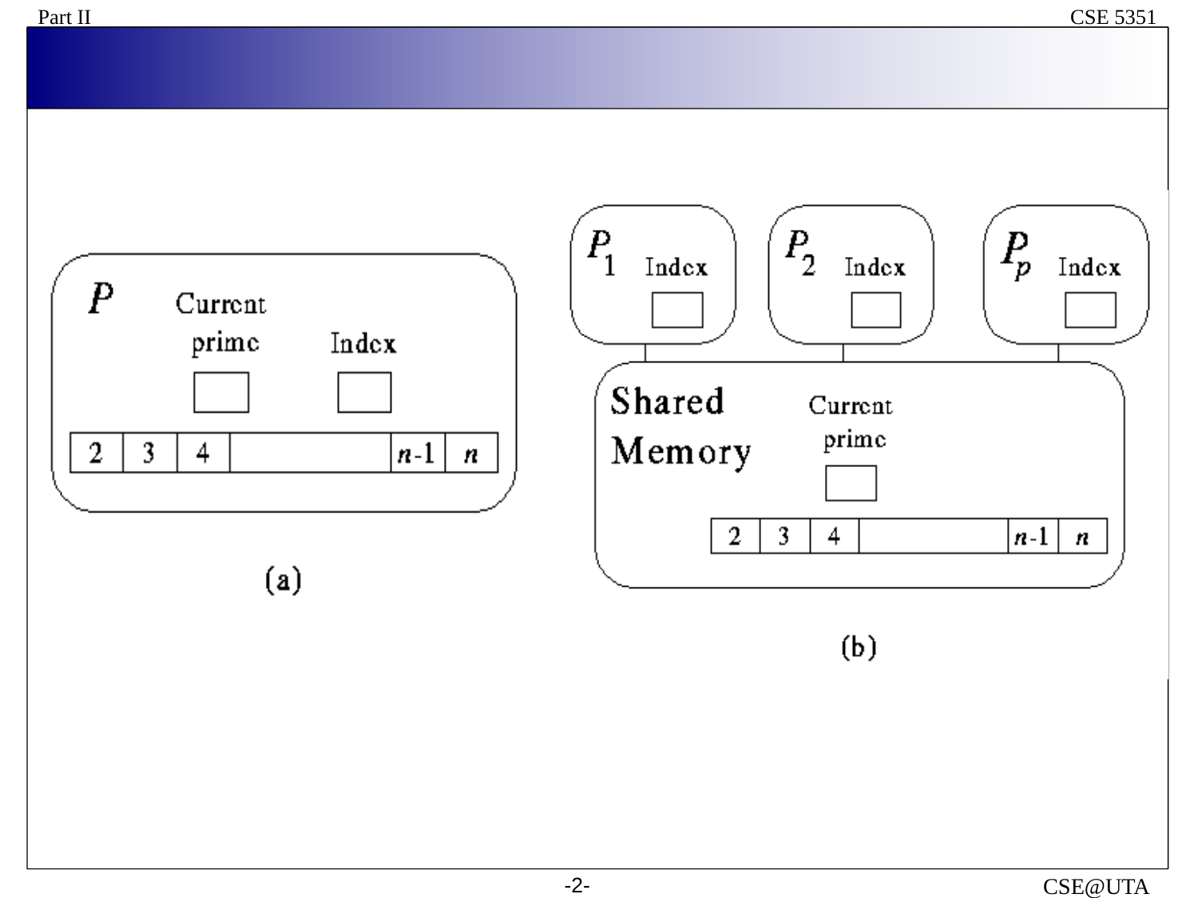P

Current prime

Index

| 2 | 3 | 4 | | $n$-1 | $n$ |
|---|---|---|---|---|---|

(a)

$P_1$ Index

$P_2$ Index

$P_p$ Index

Shared Memory

Current prime

| 2 | 3 | 4 | | $n$-1 | $n$ |
|---|---|---|---|---|---|

(b)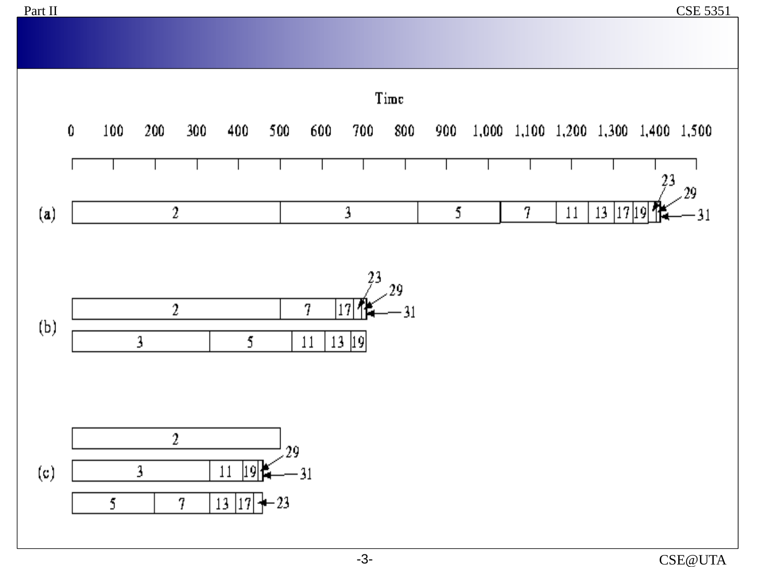Time

0 100 200 300 400 500 600 700 800 900 1,000 1,100 1,200 1,300 1,400 1,500

(a) 2 | 3 | 5 | 7 | 11 | 13 | 17 | 19 | 23 | 29 | 31

(b)
2 | 7 | 17 | 23 | 29 | 31
3 | 5 | 11 | 13 | 19

(c)
2
3 | 11 | 19 | 29 | 31
5 | 7 | 13 | 17 | 23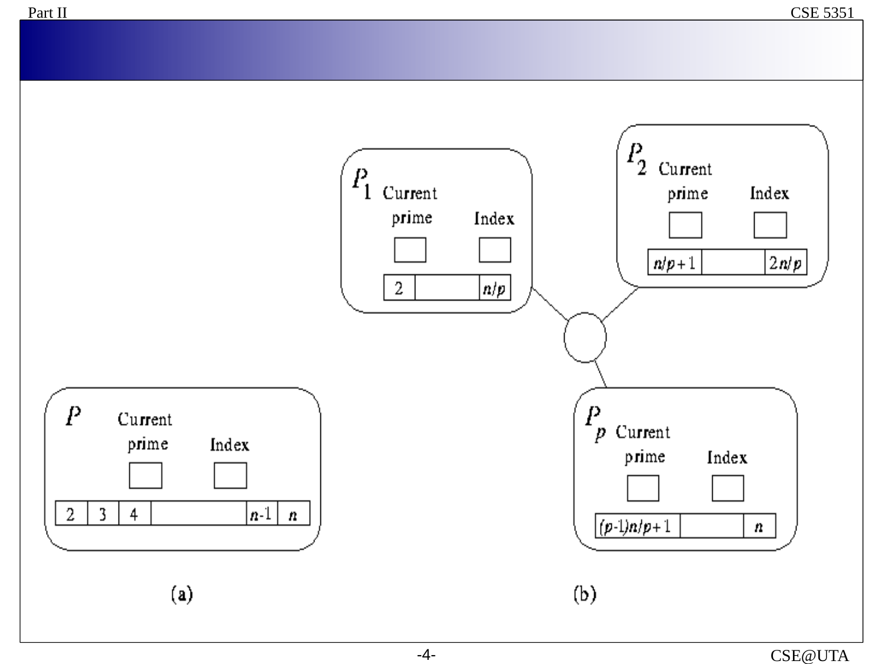**(a)**

$P$

Current prime

Index

| 2 | 3 | 4 | | $n$-1 | $n$ |
|---|---|---|---|---|---|

**(b)**

$P_1$

Current prime

Index

| 2 | | $n/p$ |
|---|---|---|

$P_2$

Current prime

Index

| $n/p+1$ | | $2n/p$ |
|---|---|---|

$P_p$

Current prime

Index

| $(p-1)n/p+1$ | | $n$ |
|---|---|---|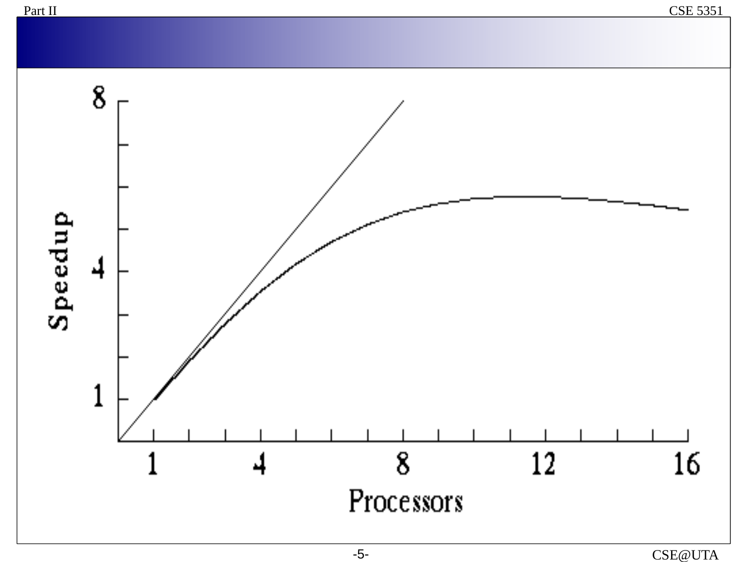Speedup

8

4

1

1

4

8

12

16

Processors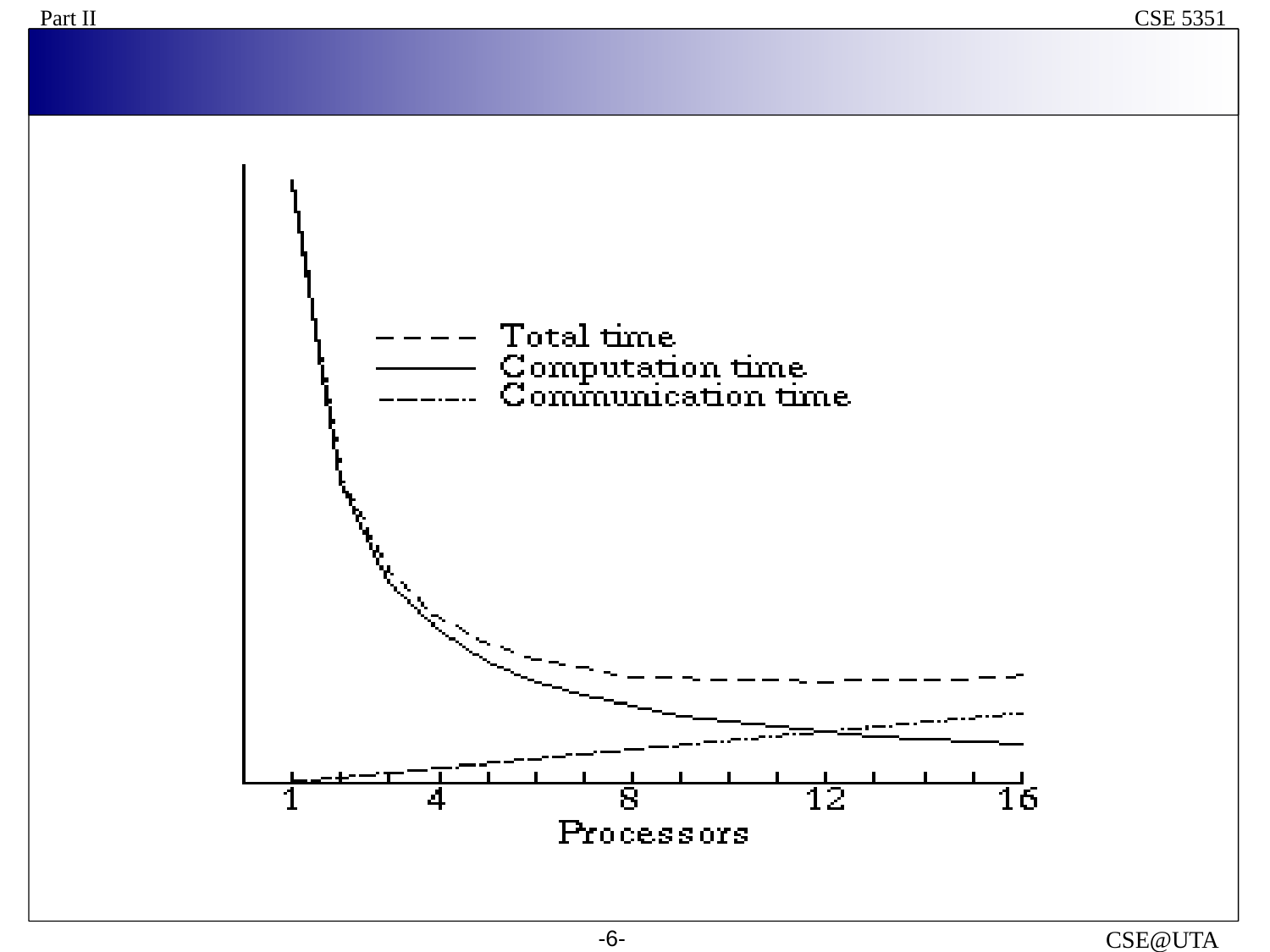Total time

Computation time

Communication time

1 4 8 12 16

Processors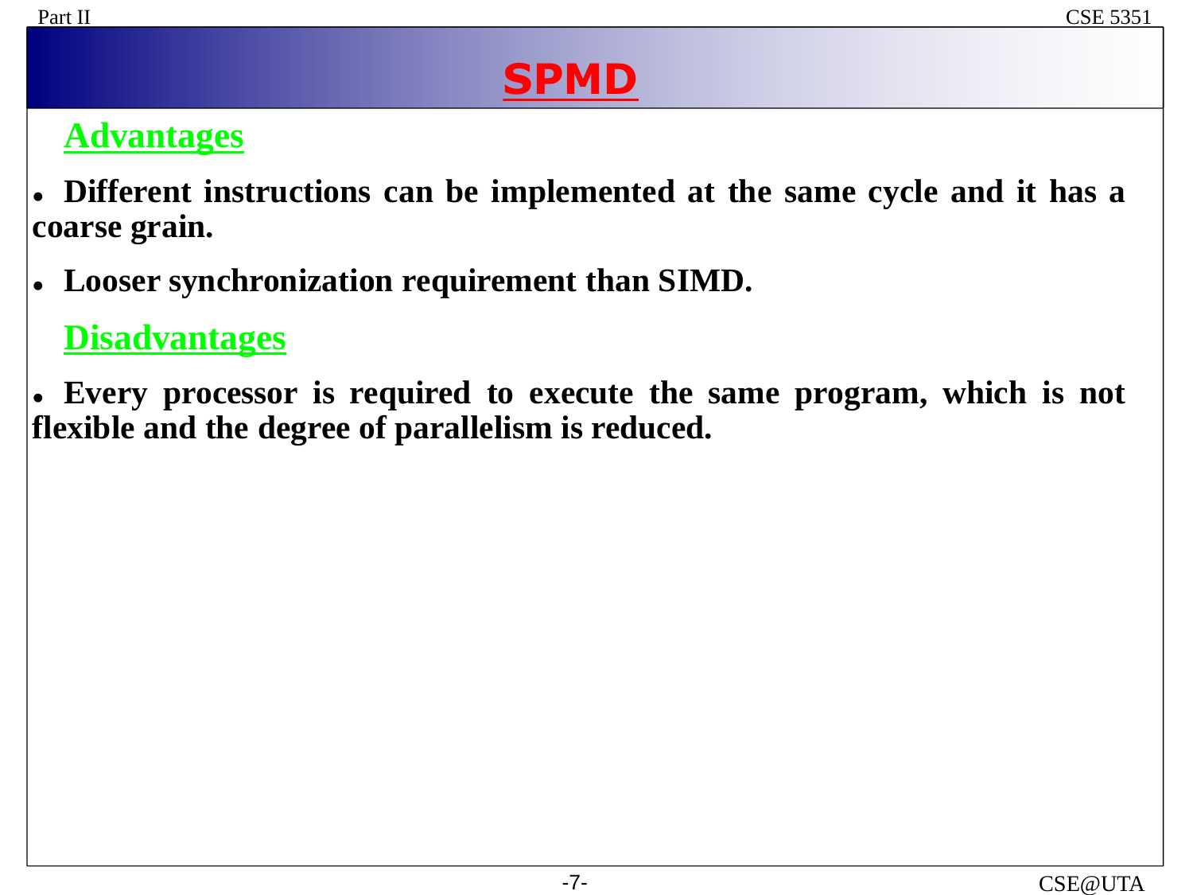# SPMD

## Advantages

- **Different instructions can be implemented at the same cycle and it has a coarse grain.**
- **Looser synchronization requirement than SIMD.**

## Disadvantages

- **Every processor is required to execute the same program, which is not flexible and the degree of parallelism is reduced.**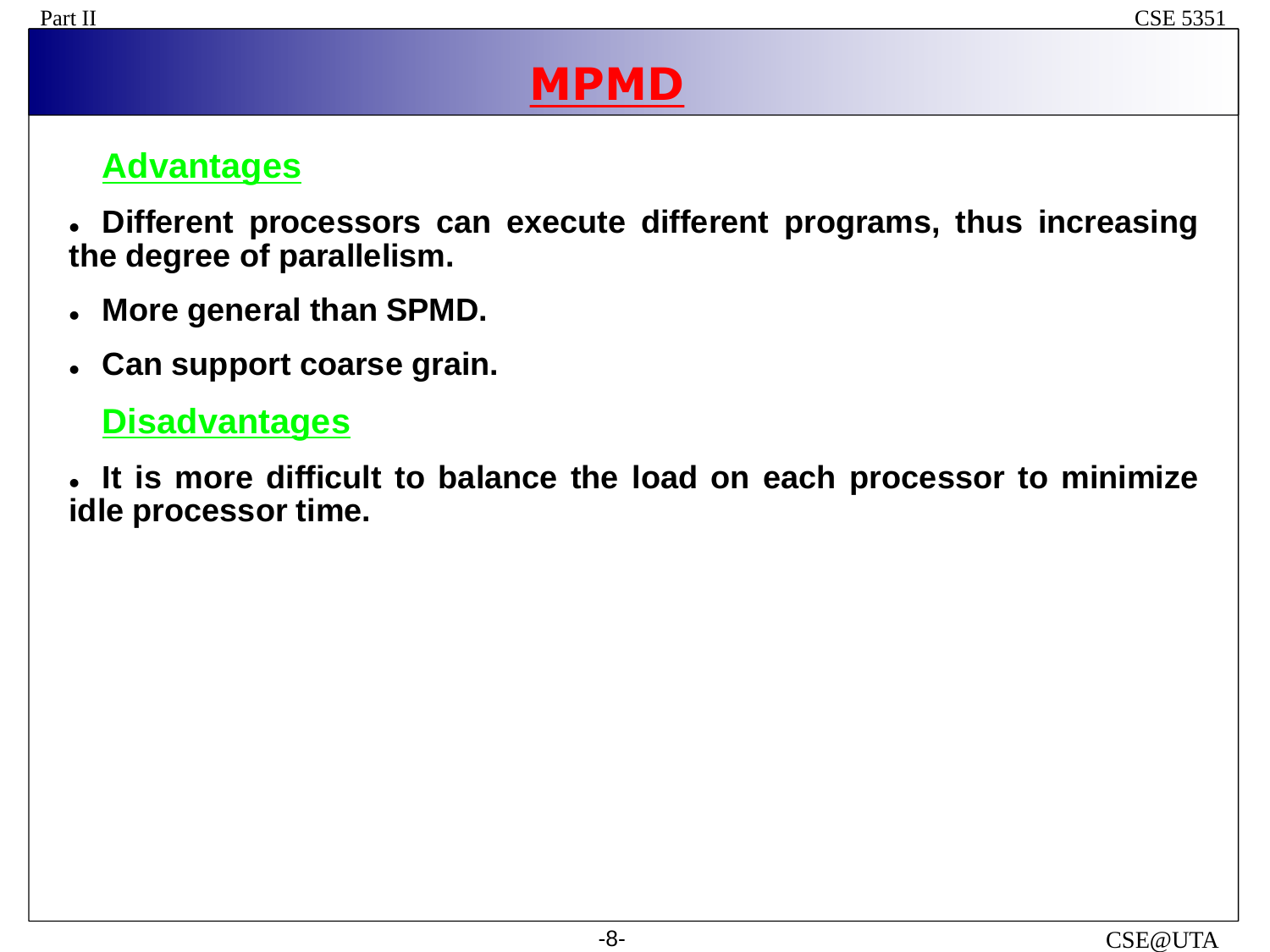# MPMD

## Advantages

- **Different processors can execute different programs, thus increasing the degree of parallelism.**
- **More general than SPMD.**
- **Can support coarse grain.**

## Disadvantages

- **It is more difficult to balance the load on each processor to minimize idle processor time.**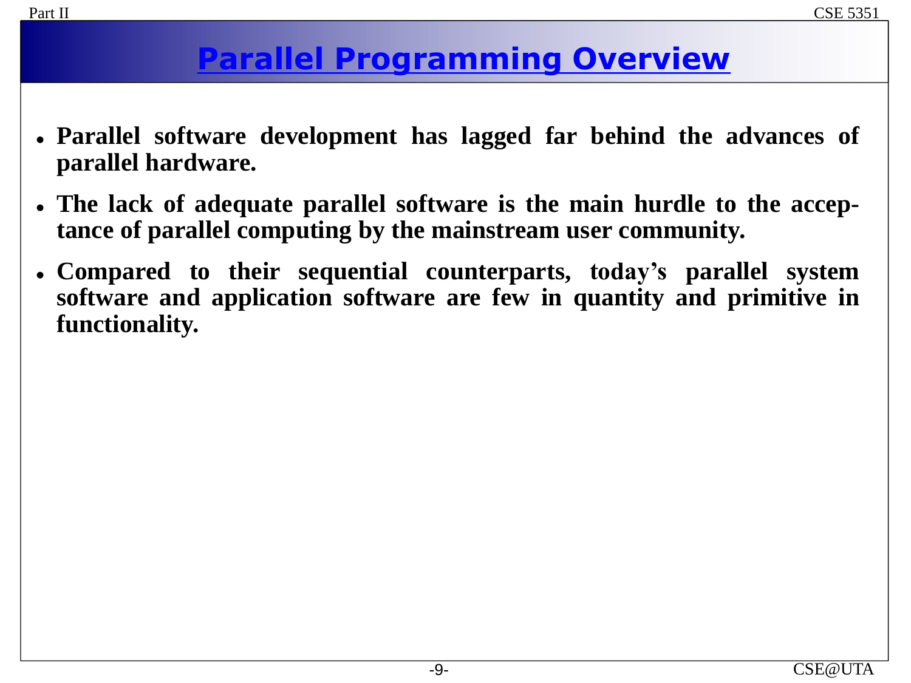# Parallel Programming Overview

- **Parallel software development has lagged far behind the advances of parallel hardware.**
- **The lack of adequate parallel software is the main hurdle to the acceptance of parallel computing by the mainstream user community.**
- **Compared to their sequential counterparts, today's parallel system software and application software are few in quantity and primitive in functionality.**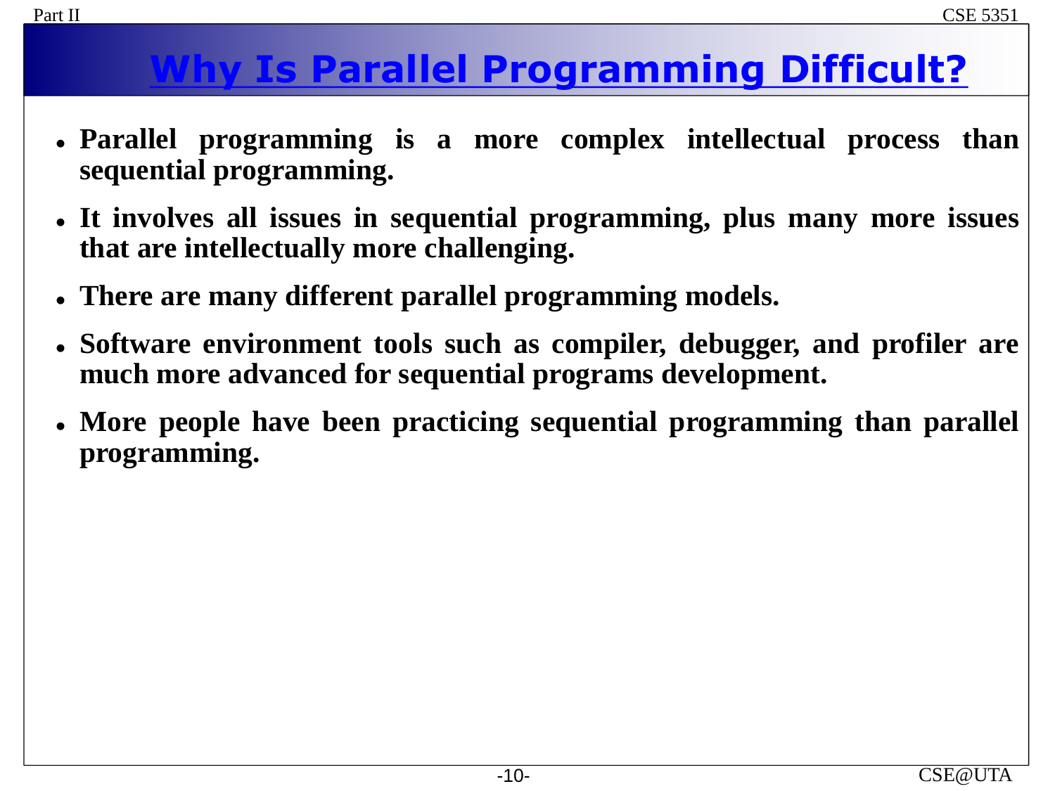# Why Is Parallel Programming Difficult?

- **Parallel programming is a more complex intellectual process than sequential programming.**
- **It involves all issues in sequential programming, plus many more issues that are intellectually more challenging.**
- **There are many different parallel programming models.**
- **Software environment tools such as compiler, debugger, and profiler are much more advanced for sequential programs development.**
- **More people have been practicing sequential programming than parallel programming.**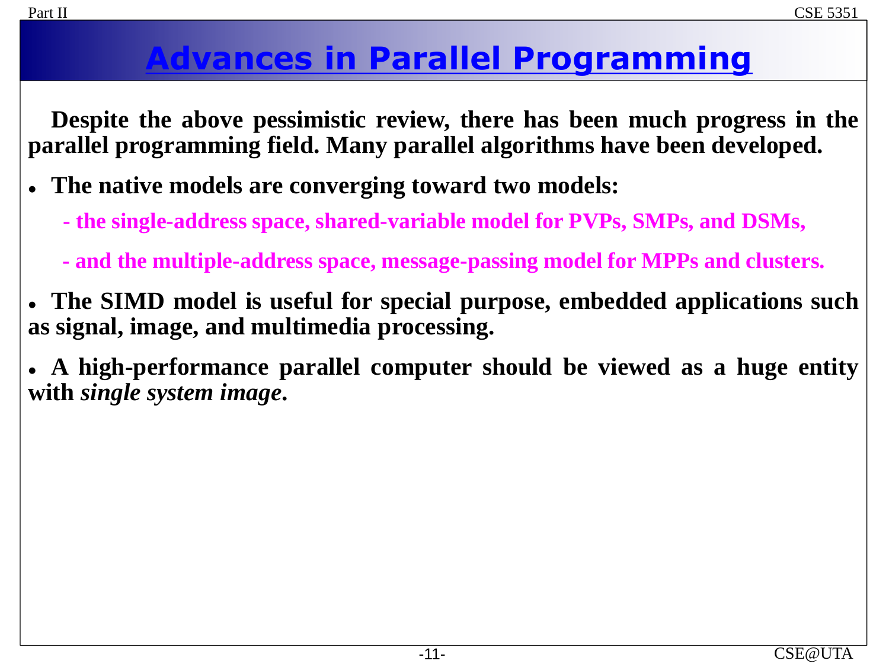# Advances in Parallel Programming

**Despite the above pessimistic review, there has been much progress in the parallel programming field. Many parallel algorithms have been developed.**

- **The native models are converging toward two models:**
  - **- the single-address space, shared-variable model for PVPs, SMPs, and DSMs,**
  - **- and the multiple-address space, message-passing model for MPPs and clusters.**
- **The SIMD model is useful for special purpose, embedded applications such as signal, image, and multimedia processing.**
- **A high-performance parallel computer should be viewed as a huge entity with *single system image*.**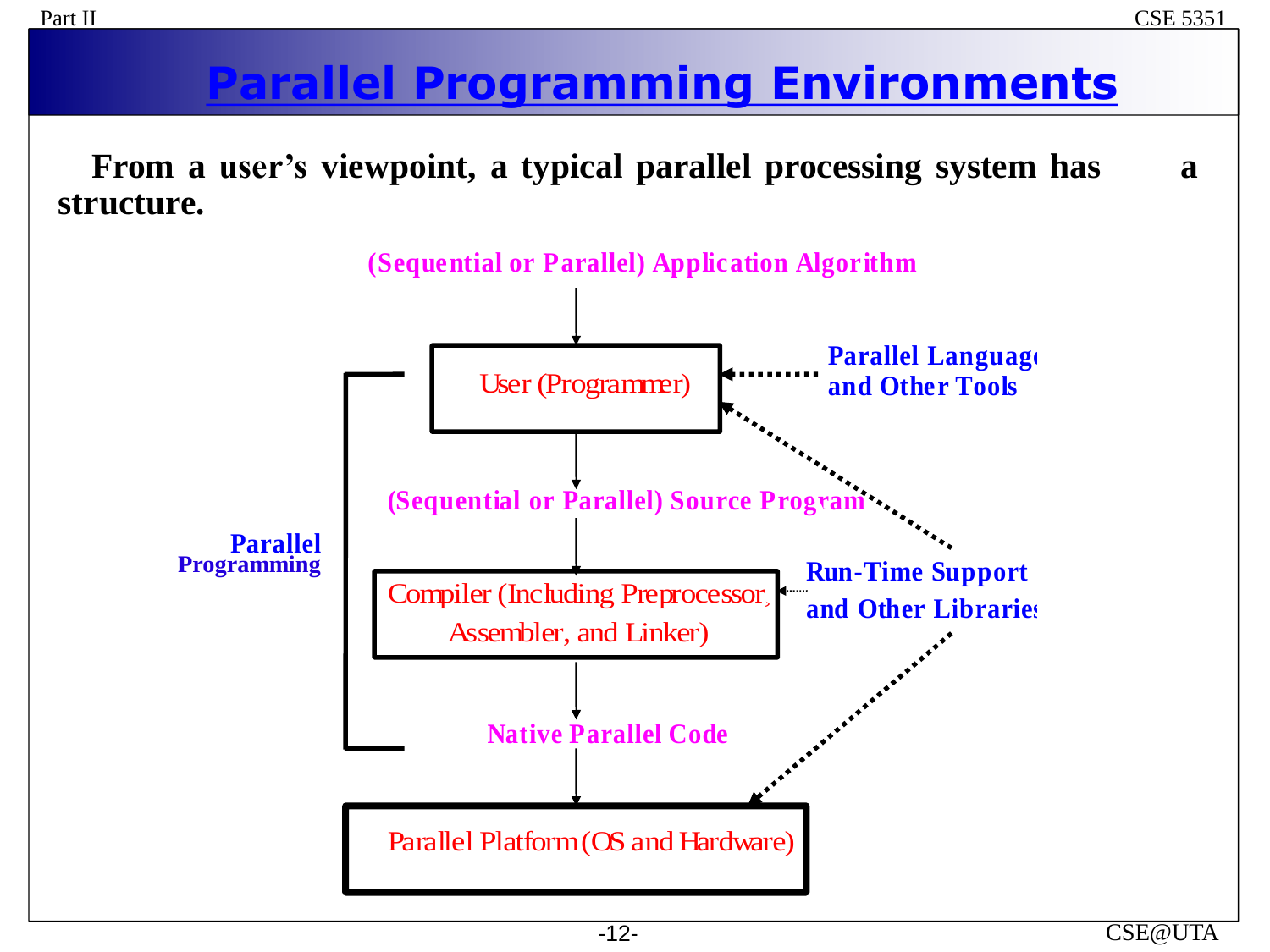# Parallel Programming Environments

**From a user's viewpoint, a typical parallel processing system has a structure.**

(Sequential or Parallel) Application Algorithm

User (Programmer)

Parallel Language and Other Tools

(Sequential or Parallel) Source Program

Parallel Programming

Compiler (Including Preprocessor, Assembler, and Linker)

Run-Time Support and Other Libraries

Native Parallel Code

Parallel Platform (OS and Hardware)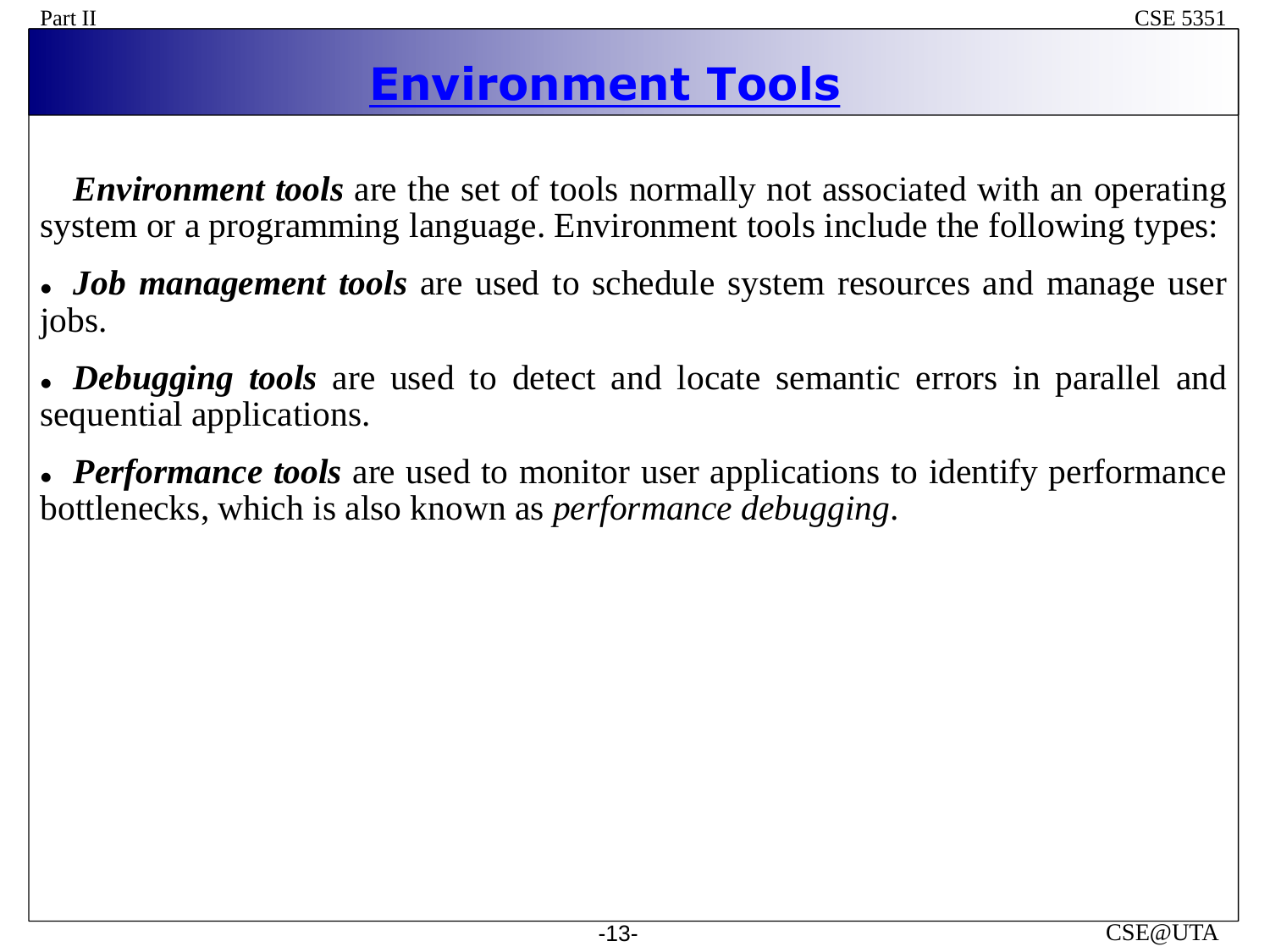# Environment Tools

***Environment tools*** are the set of tools normally not associated with an operating system or a programming language. Environment tools include the following types:

- ***Job management tools*** are used to schedule system resources and manage user jobs.
- ***Debugging tools*** are used to detect and locate semantic errors in parallel and sequential applications.
- ***Performance tools*** are used to monitor user applications to identify performance bottlenecks, which is also known as *performance debugging*.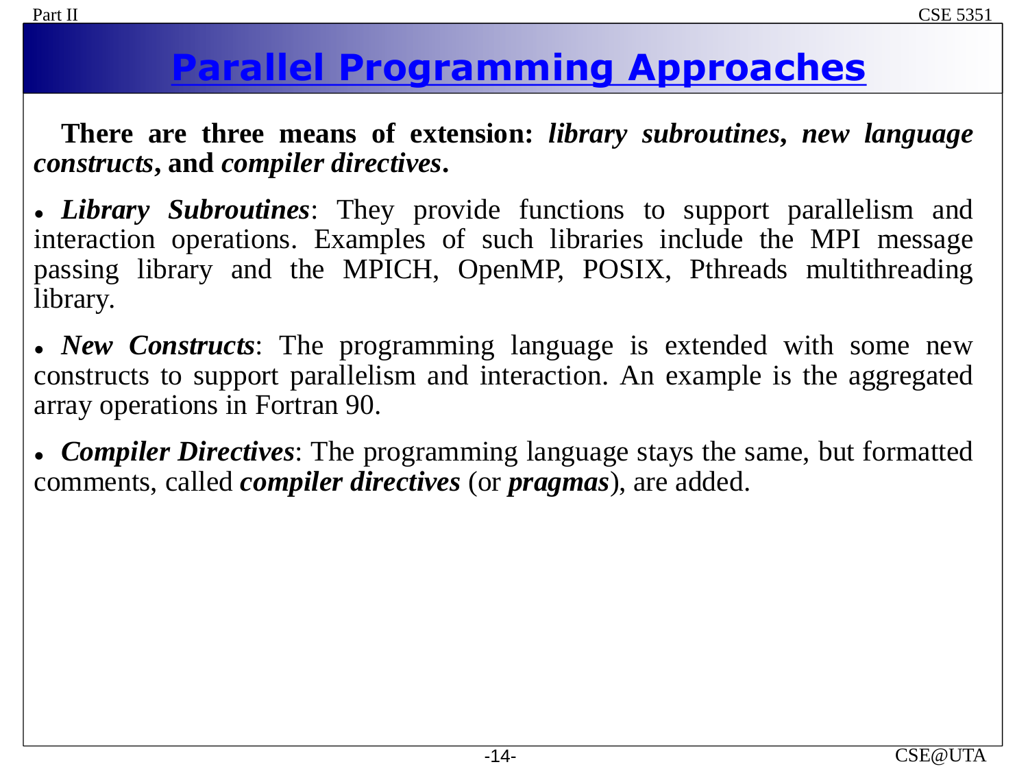# Parallel Programming Approaches

**There are three means of extension:** ***library subroutines*****,** ***new language constructs*****, and** ***compiler directives*****.**

- ***Library Subroutines***: They provide functions to support parallelism and interaction operations. Examples of such libraries include the MPI message passing library and the MPICH, OpenMP, POSIX, Pthreads multithreading library.

- ***New Constructs***: The programming language is extended with some new constructs to support parallelism and interaction. An example is the aggregated array operations in Fortran 90.

- ***Compiler Directives***: The programming language stays the same, but formatted comments, called ***compiler directives*** (or ***pragmas***), are added.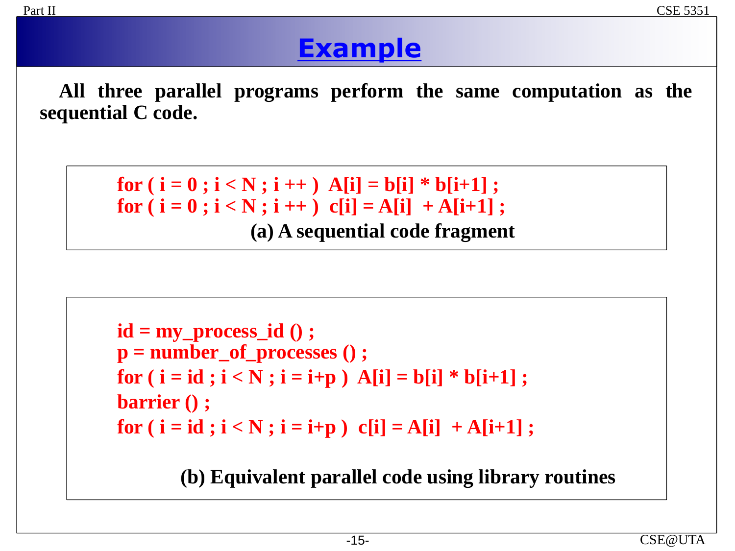# Example

**All three parallel programs perform the same computation as the sequential C code.**

```
for ( i = 0 ; i < N ; i ++ )  A[i] = b[i] * b[i+1] ;
for ( i = 0 ; i < N ; i ++ )  c[i] = A[i]  + A[i+1] ;
```

**(a) A sequential code fragment**

```
id = my_process_id () ;
p = number_of_processes () ;
for ( i = id ; i < N ; i = i+p )  A[i] = b[i] * b[i+1] ;
barrier () ;
for ( i = id ; i < N ; i = i+p )  c[i] = A[i]  + A[i+1] ;
```

**(b) Equivalent parallel code using library routines**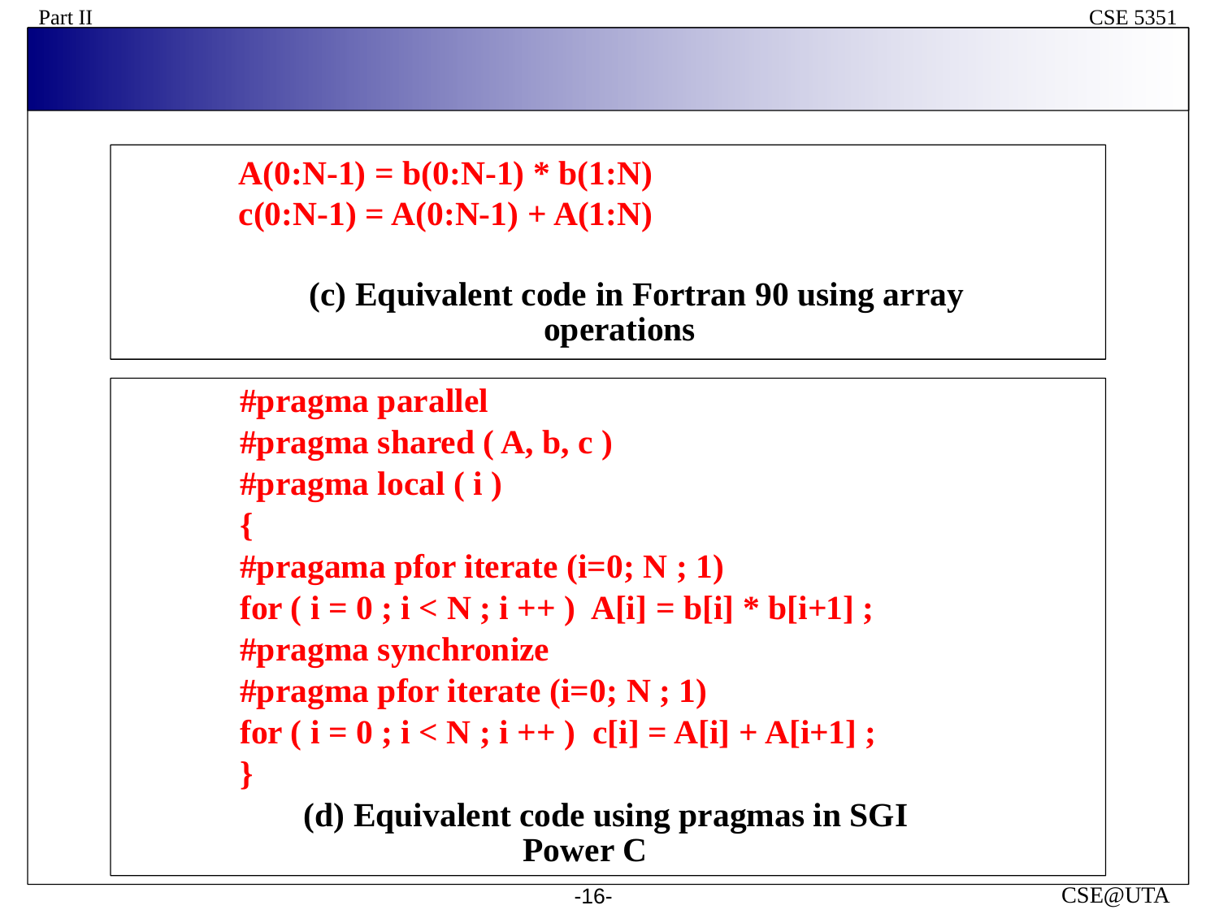```
A(0:N-1) = b(0:N-1) * b(1:N)
c(0:N-1) = A(0:N-1) + A(1:N)
```

**(c) Equivalent code in Fortran 90 using array operations**

```
#pragma parallel
#pragma shared ( A, b, c )
#pragma local ( i )
{
#pragama pfor iterate (i=0; N ; 1)
for ( i = 0 ; i < N ; i ++ )  A[i] = b[i] * b[i+1] ;
#pragma synchronize
#pragma pfor iterate (i=0; N ; 1)
for ( i = 0 ; i < N ; i ++ )  c[i] = A[i] + A[i+1] ;
}
```

**(d) Equivalent code using pragmas in SGI Power C**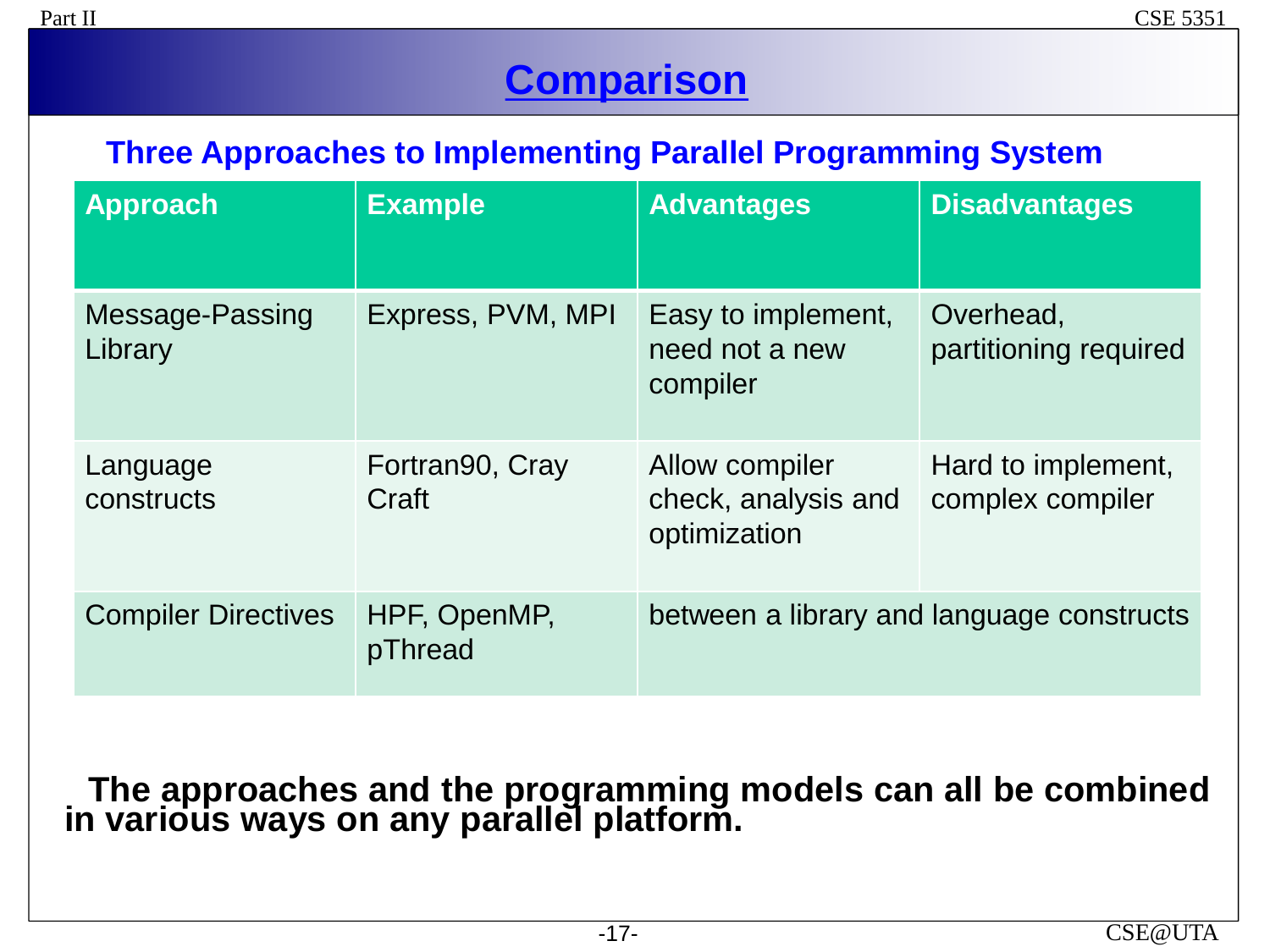# Comparison

## Three Approaches to Implementing Parallel Programming System

| Approach | Example | Advantages | Disadvantages |
|---|---|---|---|
| Message-Passing Library | Express, PVM, MPI | Easy to implement, need not a new compiler | Overhead, partitioning required |
| Language constructs | Fortran90, Cray Craft | Allow compiler check, analysis and optimization | Hard to implement, complex compiler |
| Compiler Directives | HPF, OpenMP, pThread | between a library and language constructs | |

**The approaches and the programming models can all be combined in various ways on any parallel platform.**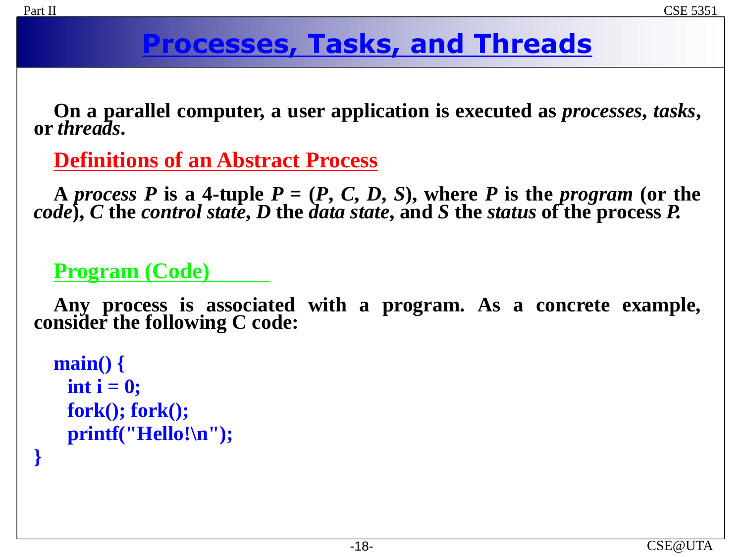# Processes, Tasks, and Threads

**On a parallel computer, a user application is executed as *processes*, *tasks*, or *threads*.**

## Definitions of an Abstract Process

**A *process* $P$ is a 4-tuple $P = (P, C, D, S)$, where $P$ is the *program* (or the *code*), $C$ the *control state*, $D$ the *data state*, and $S$ the *status* of the process $P$.**

### Program (Code)

**Any process is associated with a program. As a concrete example, consider the following C code:**

```
main() {
  int i = 0;
  fork(); fork();
  printf("Hello!\n");
}
```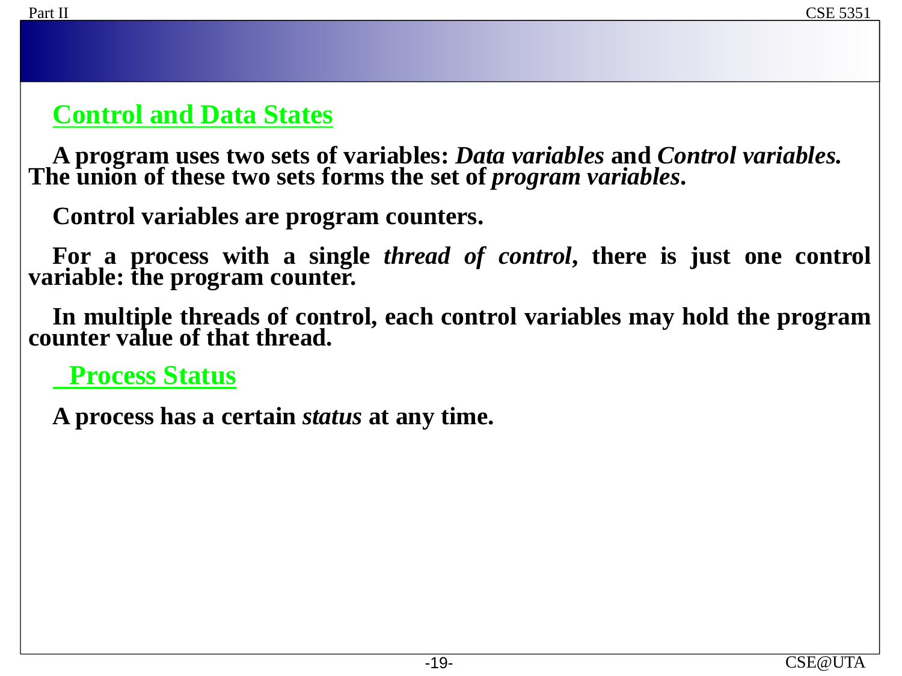## Control and Data States

**A program uses two sets of variables: *Data variables* and *Control variables.* The union of these two sets forms the set of *program variables*.**

**Control variables are program counters.**

**For a process with a single *thread of control*, there is just one control variable: the program counter.**

**In multiple threads of control, each control variables may hold the program counter value of that thread.**

## Process Status

**A process has a certain *status* at any time.**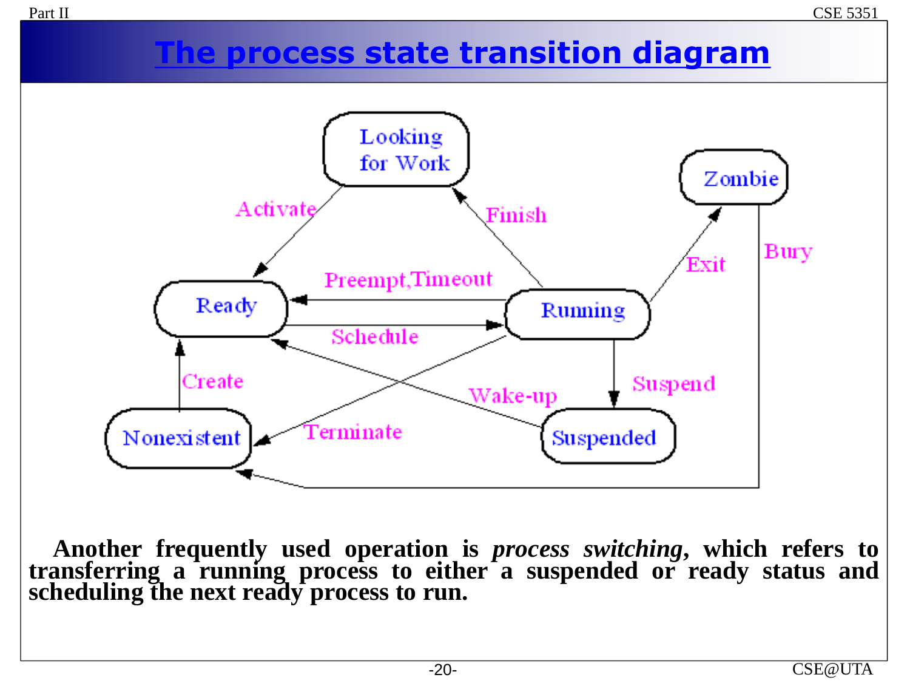# The process state transition diagram

Another frequently used operation is *process switching*, which refers to transferring a running process to either a suspended or ready status and scheduling the next ready process to run.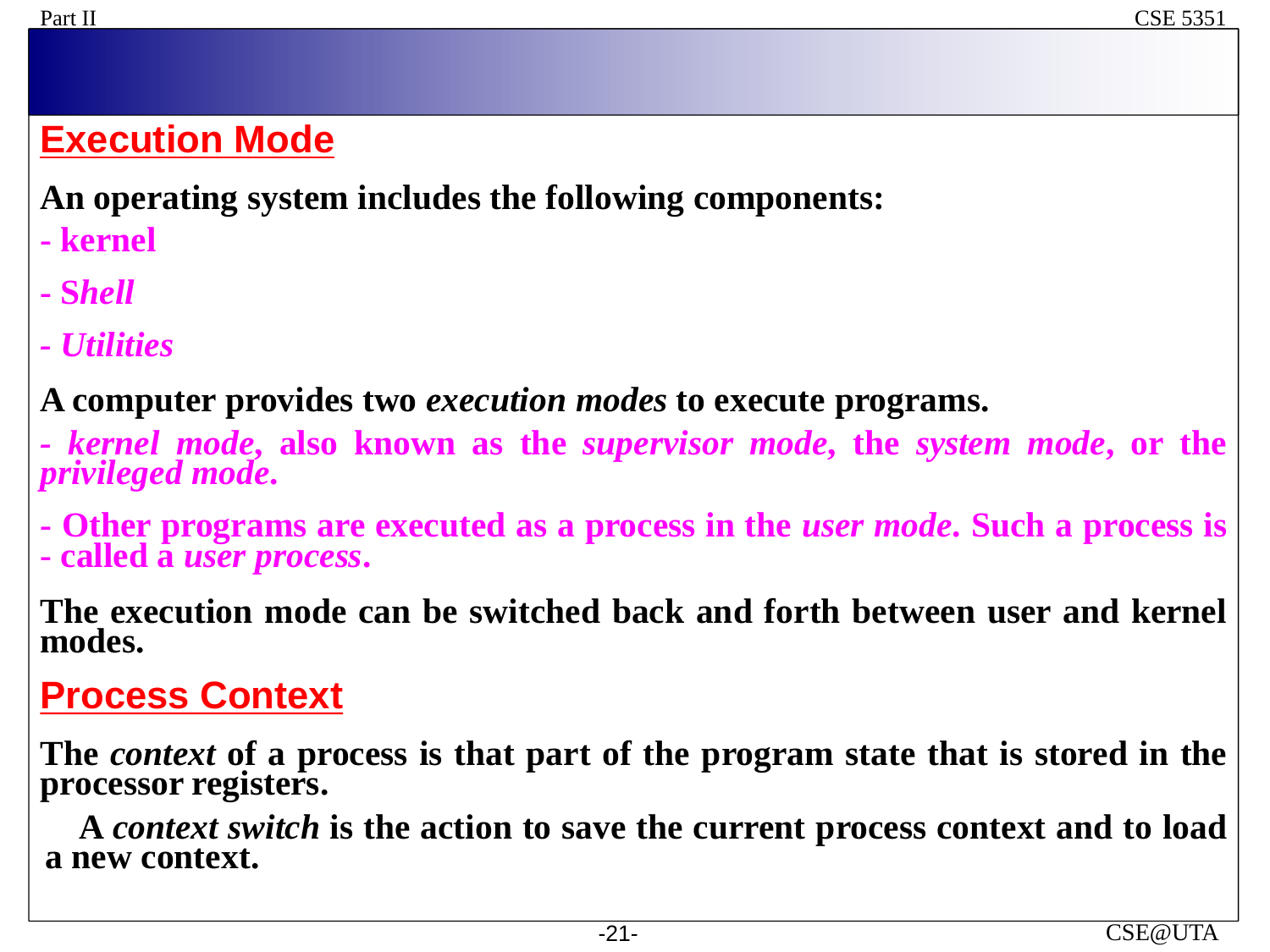## Execution Mode

**An operating system includes the following components:**

**- kernel**

***- Shell***

***- Utilities***

**A computer provides two *execution modes* to execute programs.**

**- *kernel mode,* also known as the *supervisor mode,* the *system mode,* or the *privileged mode.***

**- Other programs are executed as a process in the *user mode*. Such a process is - called a *user process*.**

**The execution mode can be switched back and forth between user and kernel modes.**

## Process Context

**The *context* of a process is that part of the program state that is stored in the processor registers.**

**A *context switch* is the action to save the current process context and to load a new context.**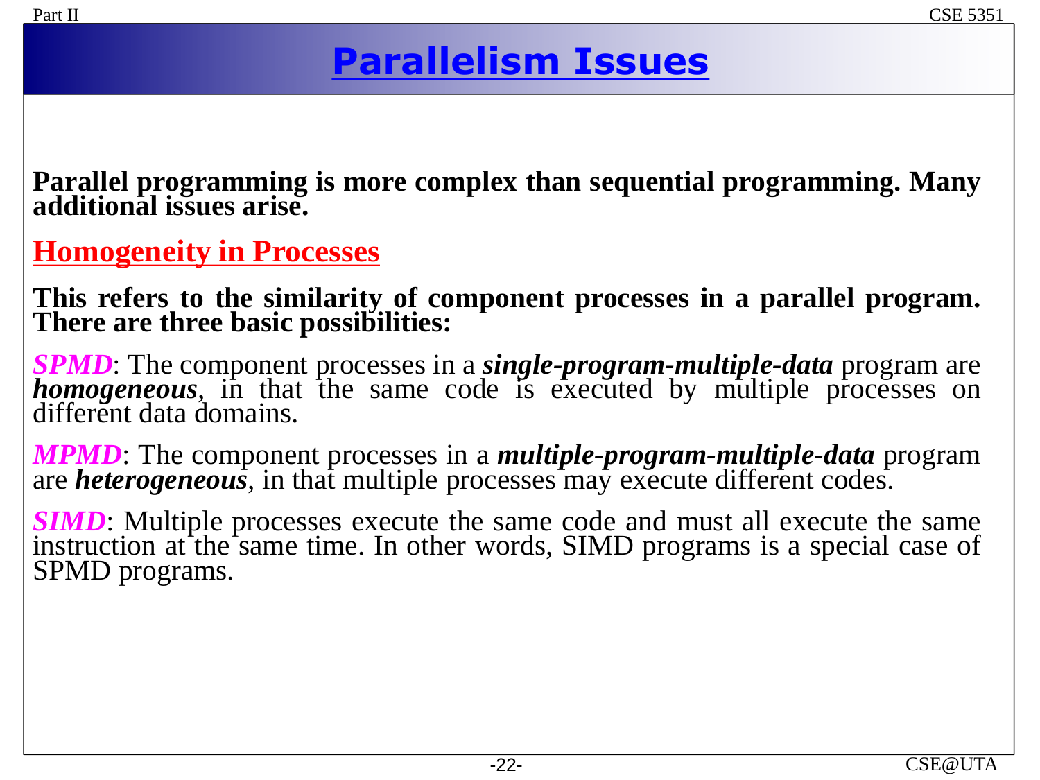# Parallelism Issues

**Parallel programming is more complex than sequential programming. Many additional issues arise.**

## Homogeneity in Processes

**This refers to the similarity of component processes in a parallel program. There are three basic possibilities:**

***SPMD***: The component processes in a ***single-program-multiple-data*** program are ***homogeneous***, in that the same code is executed by multiple processes on different data domains.

***MPMD***: The component processes in a ***multiple-program-multiple-data*** program are ***heterogeneous***, in that multiple processes may execute different codes.

***SIMD***: Multiple processes execute the same code and must all execute the same instruction at the same time. In other words, SIMD programs is a special case of SPMD programs.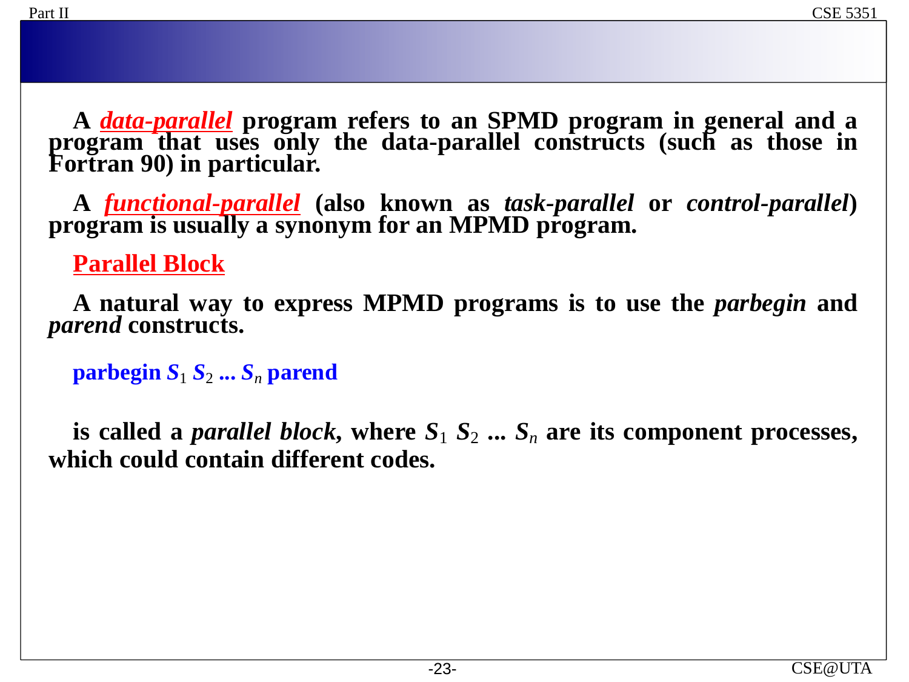**A *data-parallel* program refers to an SPMD program in general and a program that uses only the data-parallel constructs (such as those in Fortran 90) in particular.**

**A *functional-parallel* (also known as *task-parallel* or *control-parallel*) program is usually a synonym for an MPMD program.**

## Parallel Block

**A natural way to express MPMD programs is to use the *parbegin* and *parend* constructs.**

**parbegin $S_1$ $S_2$ ... $S_n$ parend**

**is called a *parallel block*, where $S_1$ $S_2$ ... $S_n$ are its component processes, which could contain different codes.**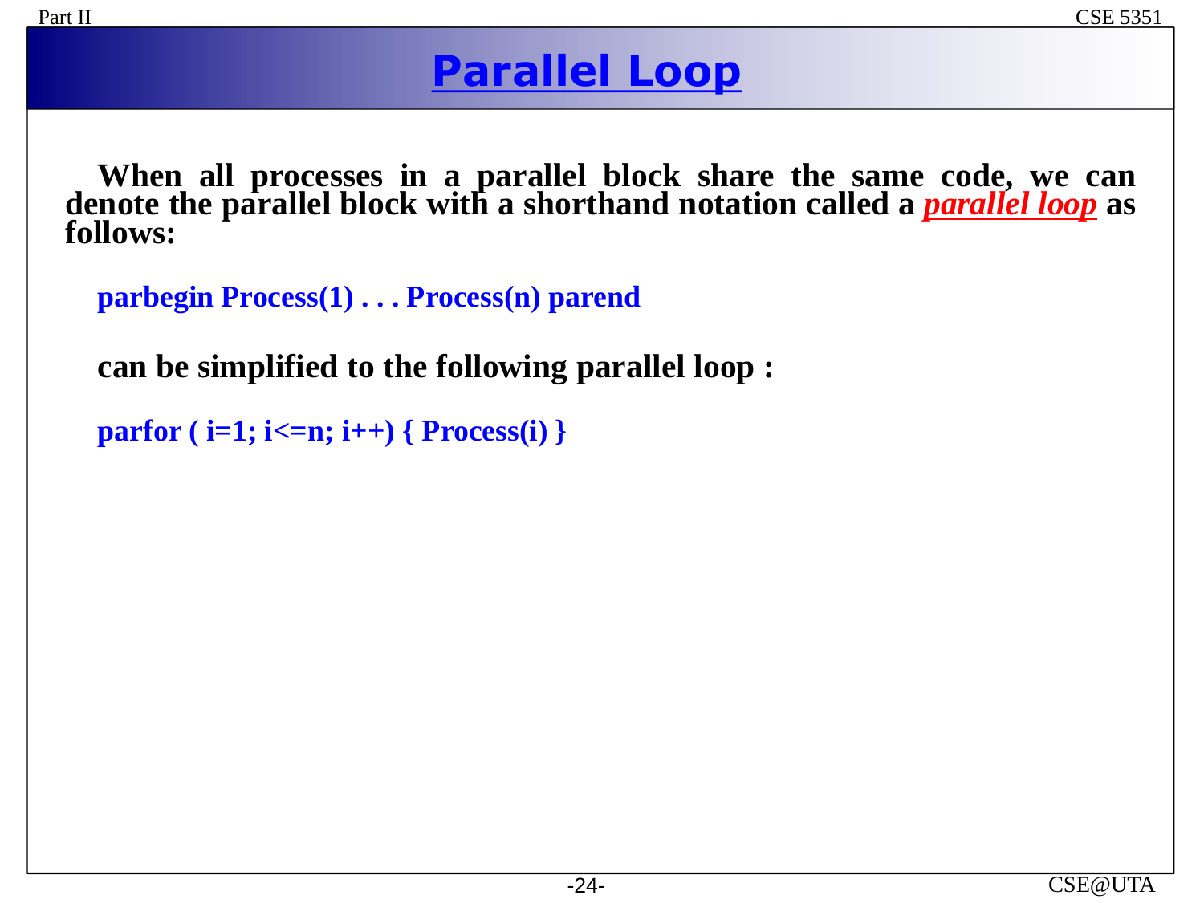# Parallel Loop

**When all processes in a parallel block share the same code, we can denote the parallel block with a shorthand notation called a *parallel loop* as follows:**

```
parbegin Process(1) . . . Process(n) parend
```

**can be simplified to the following parallel loop :**

```
parfor ( i=1; i<=n; i++) { Process(i) }
```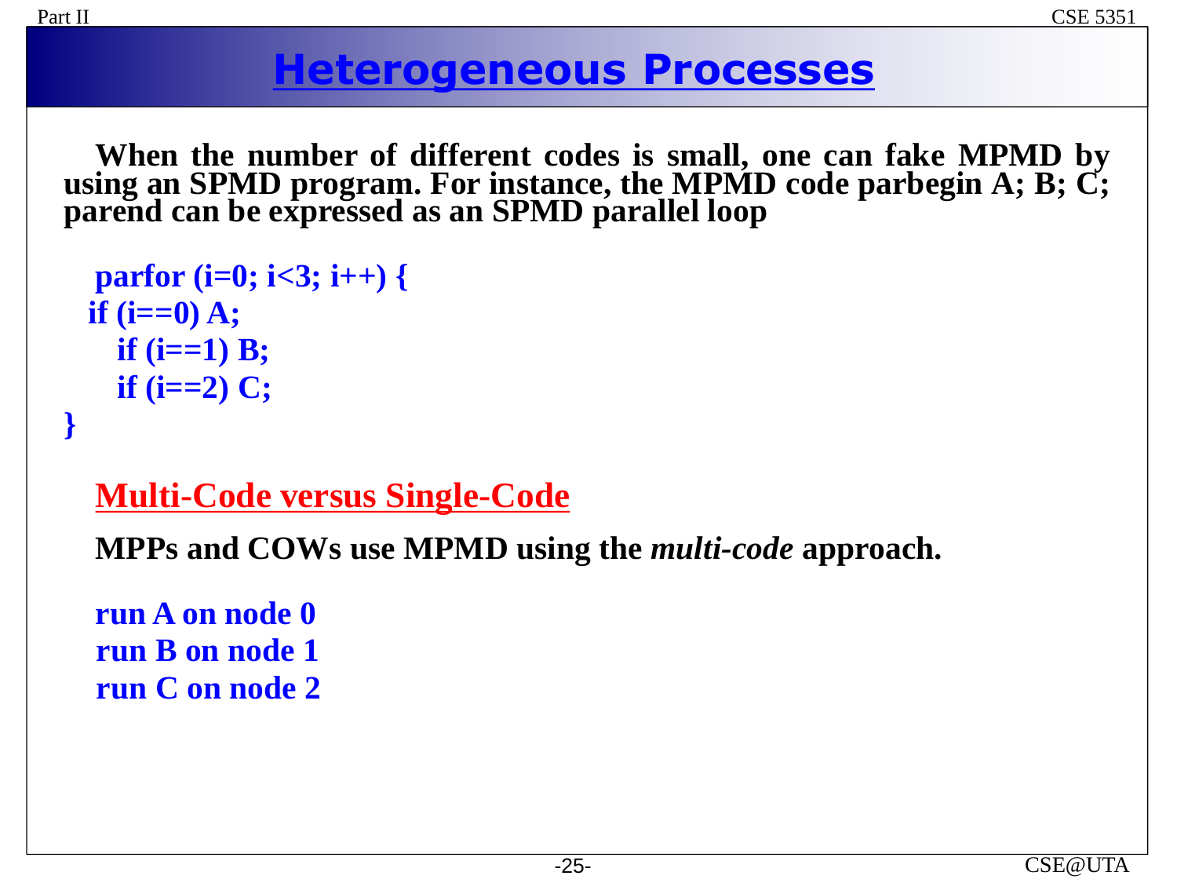# Heterogeneous Processes

**When the number of different codes is small, one can fake MPMD by using an SPMD program. For instance, the MPMD code parbegin A; B; C; parend can be expressed as an SPMD parallel loop**

```
parfor (i=0; i<3; i++) {
  if (i==0) A;
  if (i==1) B;
  if (i==2) C;
}
```

## Multi-Code versus Single-Code

**MPPs and COWs use MPMD using the *multi-code* approach.**

```
run A on node 0
run B on node 1
run C on node 2
```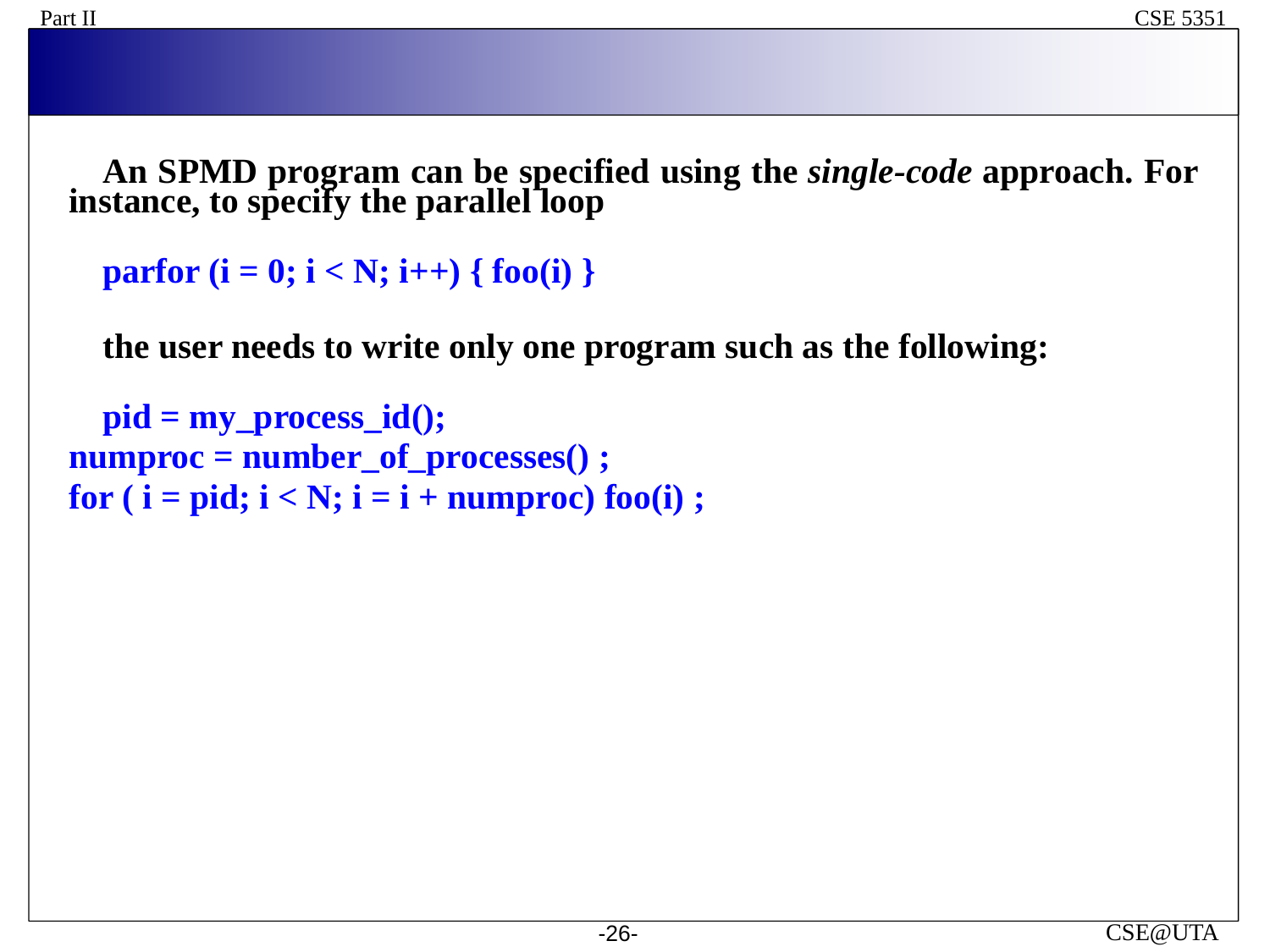An SPMD program can be specified using the *single-code* approach. For instance, to specify the parallel loop

```
parfor (i = 0; i < N; i++) { foo(i) }
```

the user needs to write only one program such as the following:

```
pid = my_process_id();
numproc = number_of_processes() ;
for ( i = pid; i < N; i = i + numproc) foo(i) ;
```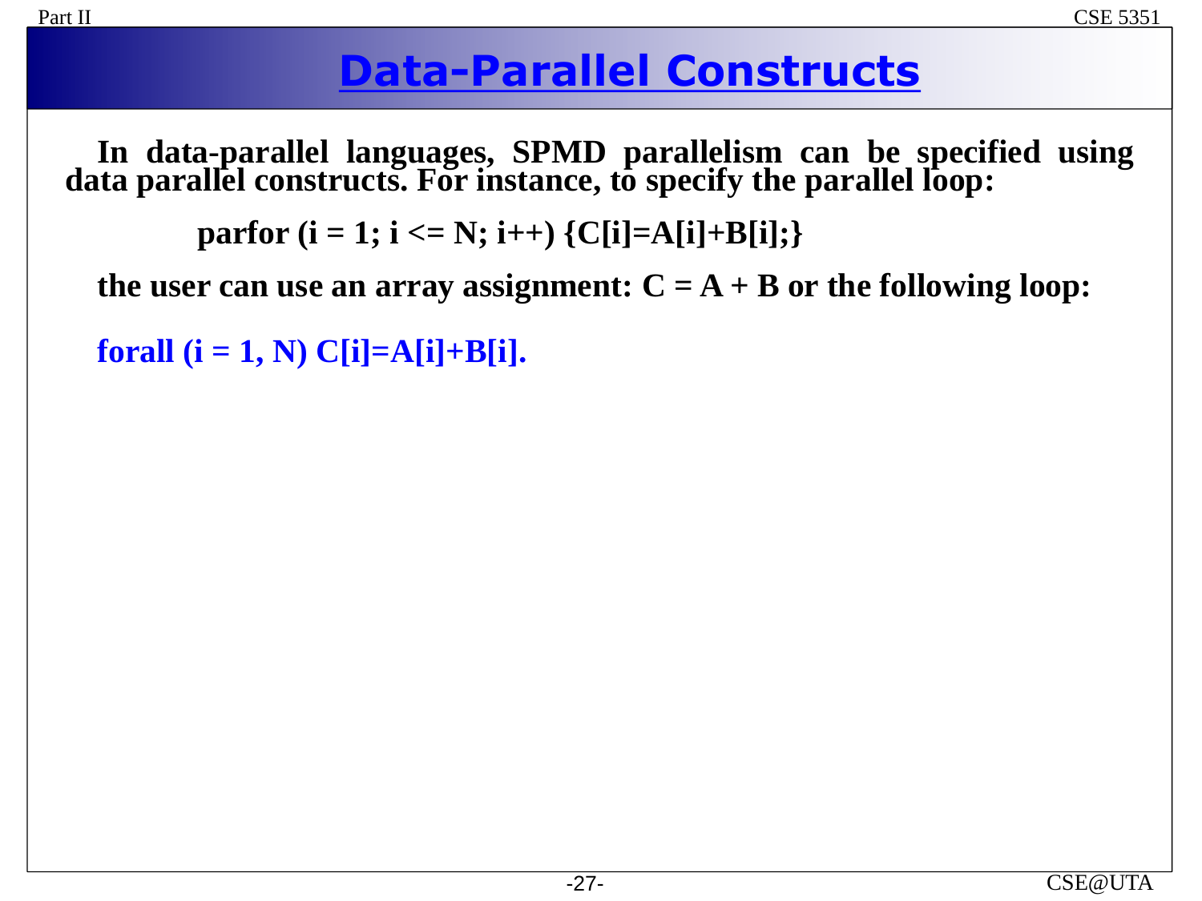# Data-Parallel Constructs

**In data-parallel languages, SPMD parallelism can be specified using data parallel constructs. For instance, to specify the parallel loop:**

```
parfor (i = 1; i <= N; i++) {C[i]=A[i]+B[i];}
```

**the user can use an array assignment: C = A + B or the following loop:**

```
forall (i = 1, N) C[i]=A[i]+B[i].
```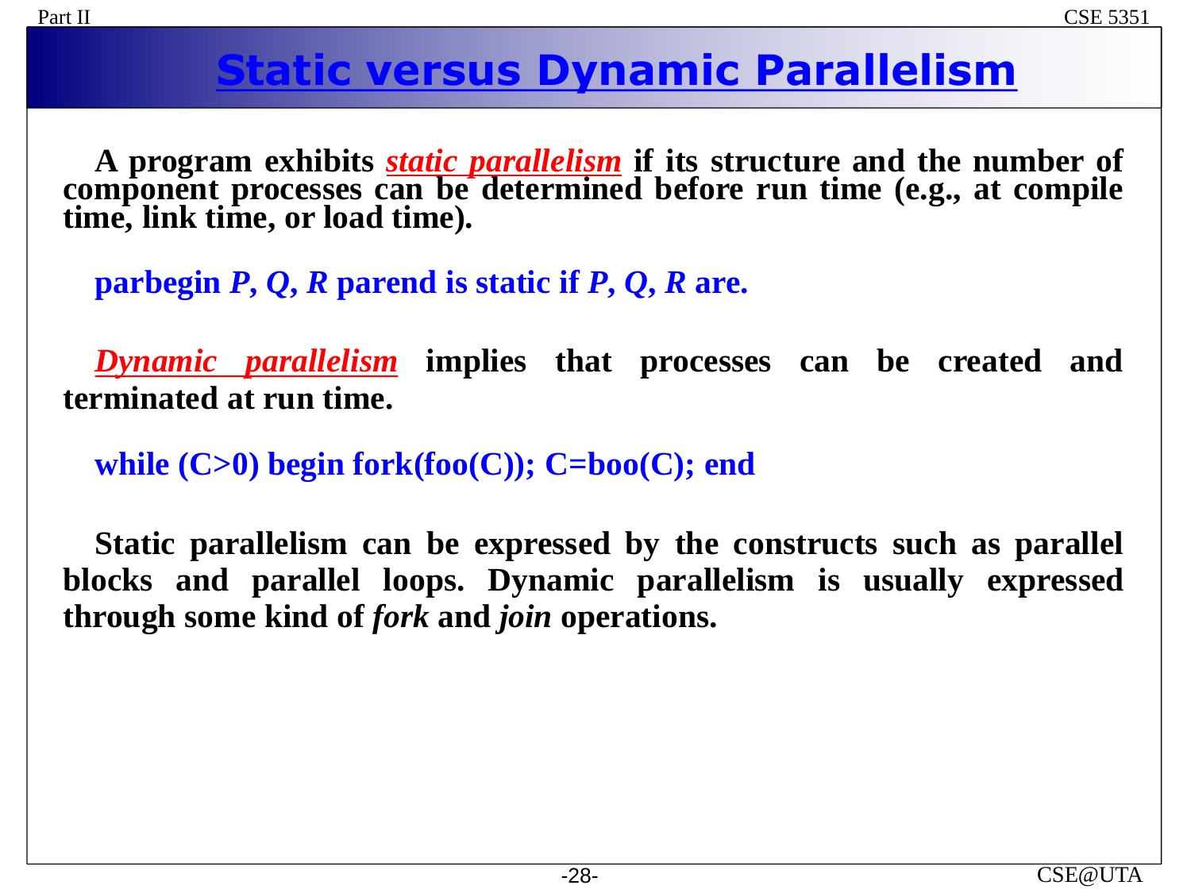# Static versus Dynamic Parallelism

**A program exhibits *static parallelism* if its structure and the number of component processes can be determined before run time (e.g., at compile time, link time, or load time).**

**parbegin *P, Q, R* parend is static if *P, Q, R* are.**

***Dynamic parallelism* implies that processes can be created and terminated at run time.**

```
while (C>0) begin fork(foo(C)); C=boo(C); end
```

**Static parallelism can be expressed by the constructs such as parallel blocks and parallel loops. Dynamic parallelism is usually expressed through some kind of *fork* and *join* operations.**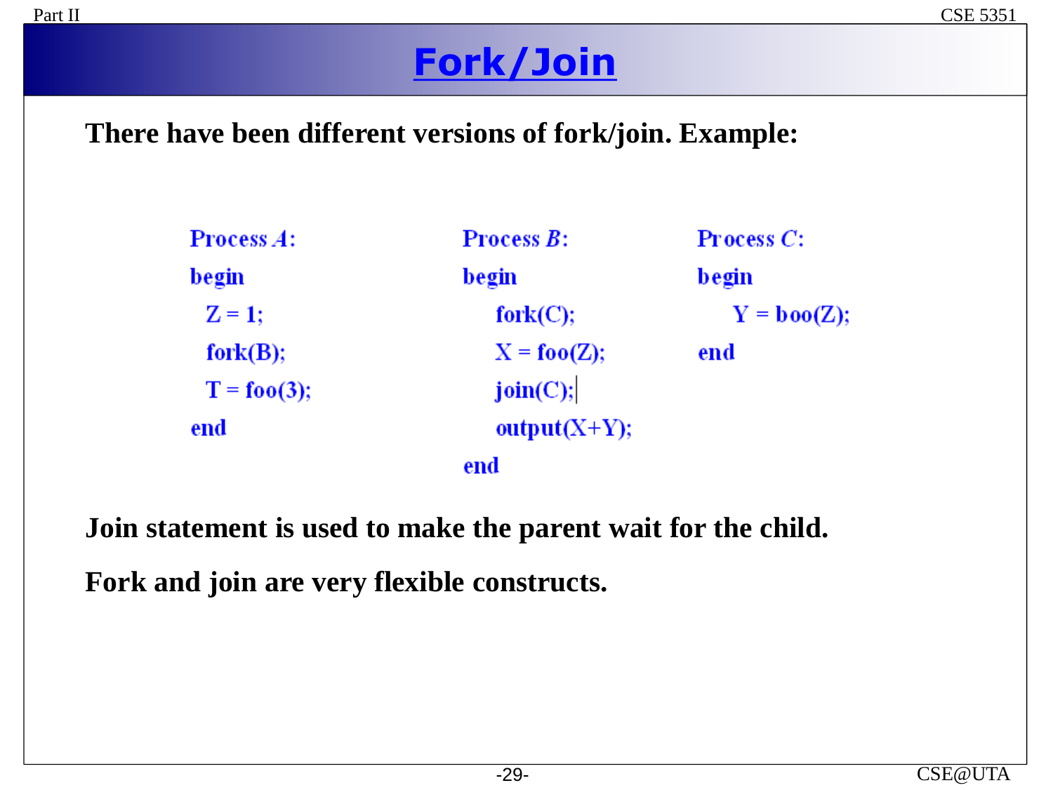# Fork/Join

**There have been different versions of fork/join. Example:**

```
Process A:
begin
  Z = 1;
  fork(B);
  T = foo(3);
end
```

```
Process B:
begin
    fork(C);
    X = foo(Z);
    join(C);
    output(X+Y);
end
```

```
Process C:
begin
    Y = boo(Z);
end
```

**Join statement is used to make the parent wait for the child.**

**Fork and join are very flexible constructs.**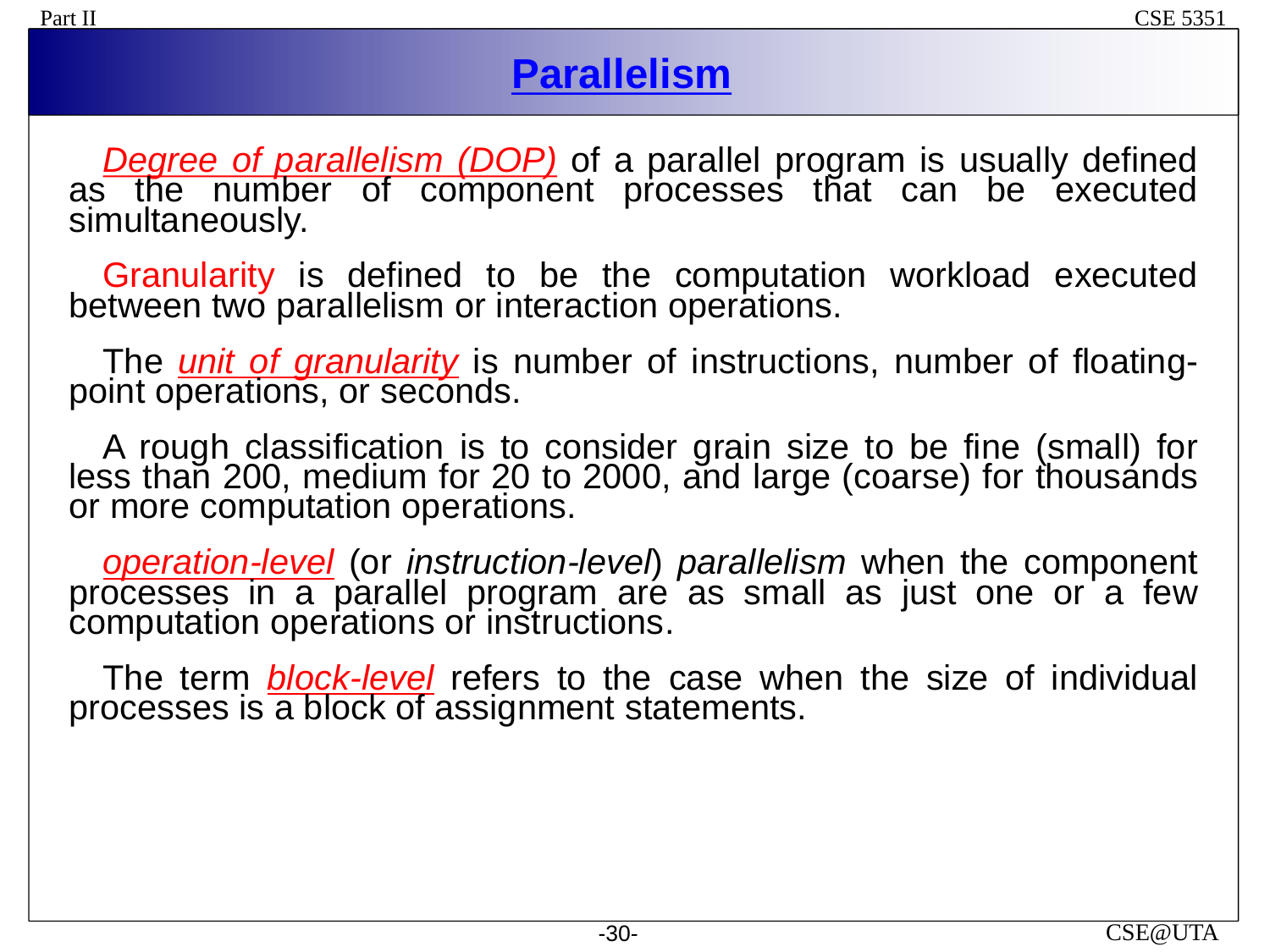# Parallelism

*Degree of parallelism (DOP)* of a parallel program is usually defined as the number of component processes that can be executed simultaneously.

Granularity is defined to be the computation workload executed between two parallelism or interaction operations.

The *unit of granularity* is number of instructions, number of floating-point operations, or seconds.

A rough classification is to consider grain size to be fine (small) for less than 200, medium for 20 to 2000, and large (coarse) for thousands or more computation operations.

*operation-level* (or *instruction-level*) *parallelism* when the component processes in a parallel program are as small as just one or a few computation operations or instructions.

The term *block-level* refers to the case when the size of individual processes is a block of assignment statements.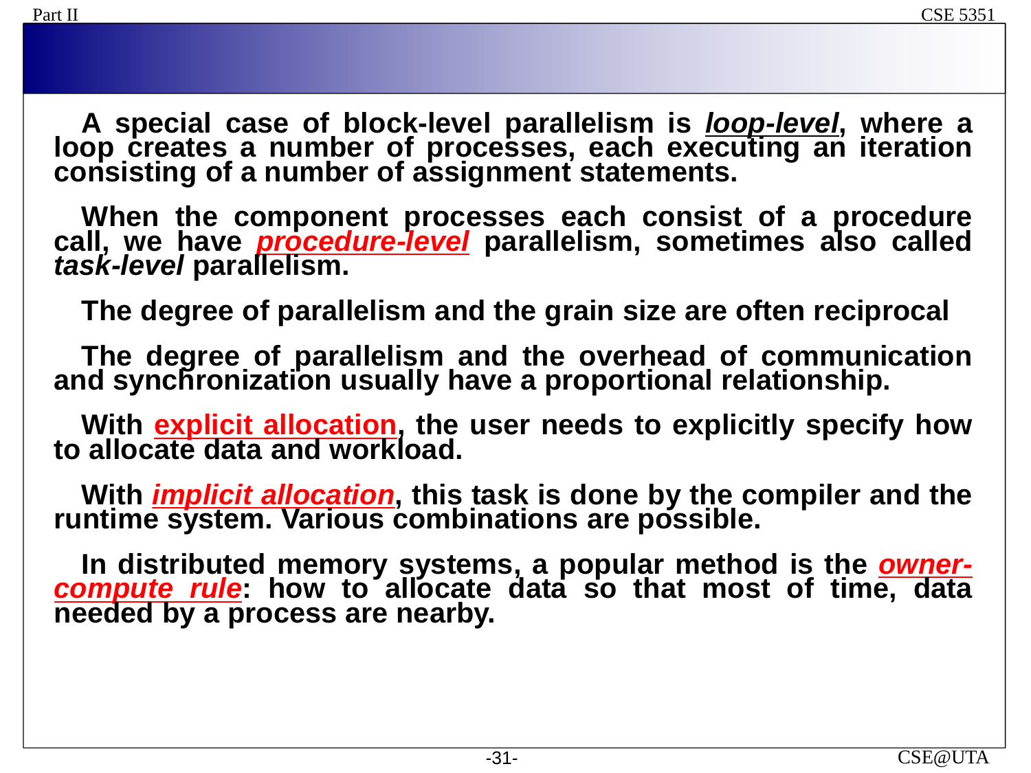**A special case of block-level parallelism is *loop-level*, where a loop creates a number of processes, each executing an iteration consisting of a number of assignment statements.**

**When the component processes each consist of a procedure call, we have *procedure-level* parallelism, sometimes also called *task-level* parallelism.**

**The degree of parallelism and the grain size are often reciprocal**

**The degree of parallelism and the overhead of communication and synchronization usually have a proportional relationship.**

**With explicit allocation, the user needs to explicitly specify how to allocate data and workload.**

**With *implicit allocation*, this task is done by the compiler and the runtime system. Various combinations are possible.**

**In distributed memory systems, a popular method is the *owner-compute rule*: how to allocate data so that most of time, data needed by a process are nearby.**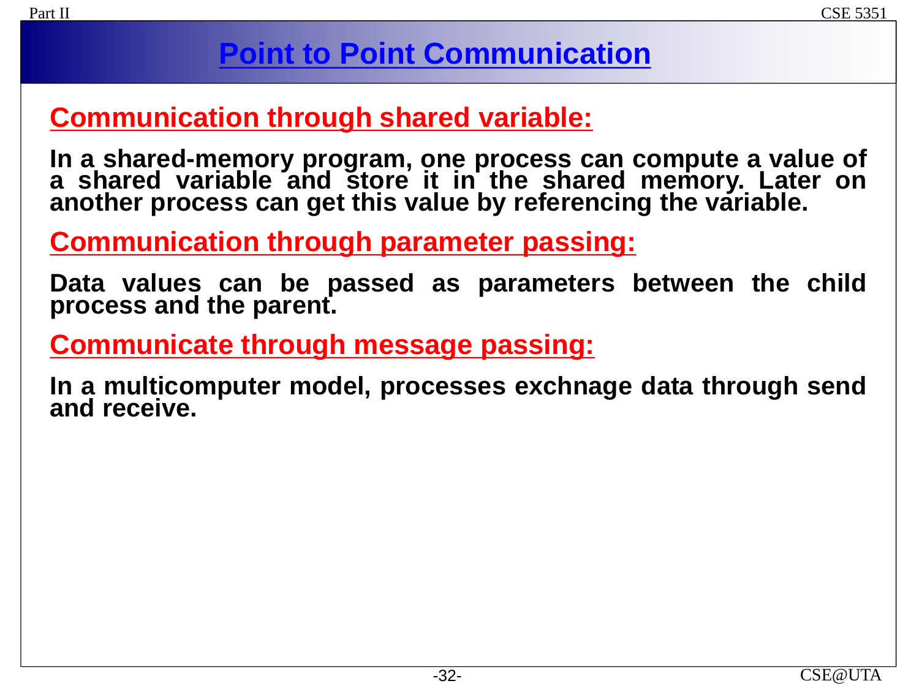# Point to Point Communication

## Communication through shared variable:

**In a shared-memory program, one process can compute a value of a shared variable and store it in the shared memory. Later on another process can get this value by referencing the variable.**

## Communication through parameter passing:

**Data values can be passed as parameters between the child process and the parent.**

## Communicate through message passing:

**In a multicomputer model, processes exchnage data through send and receive.**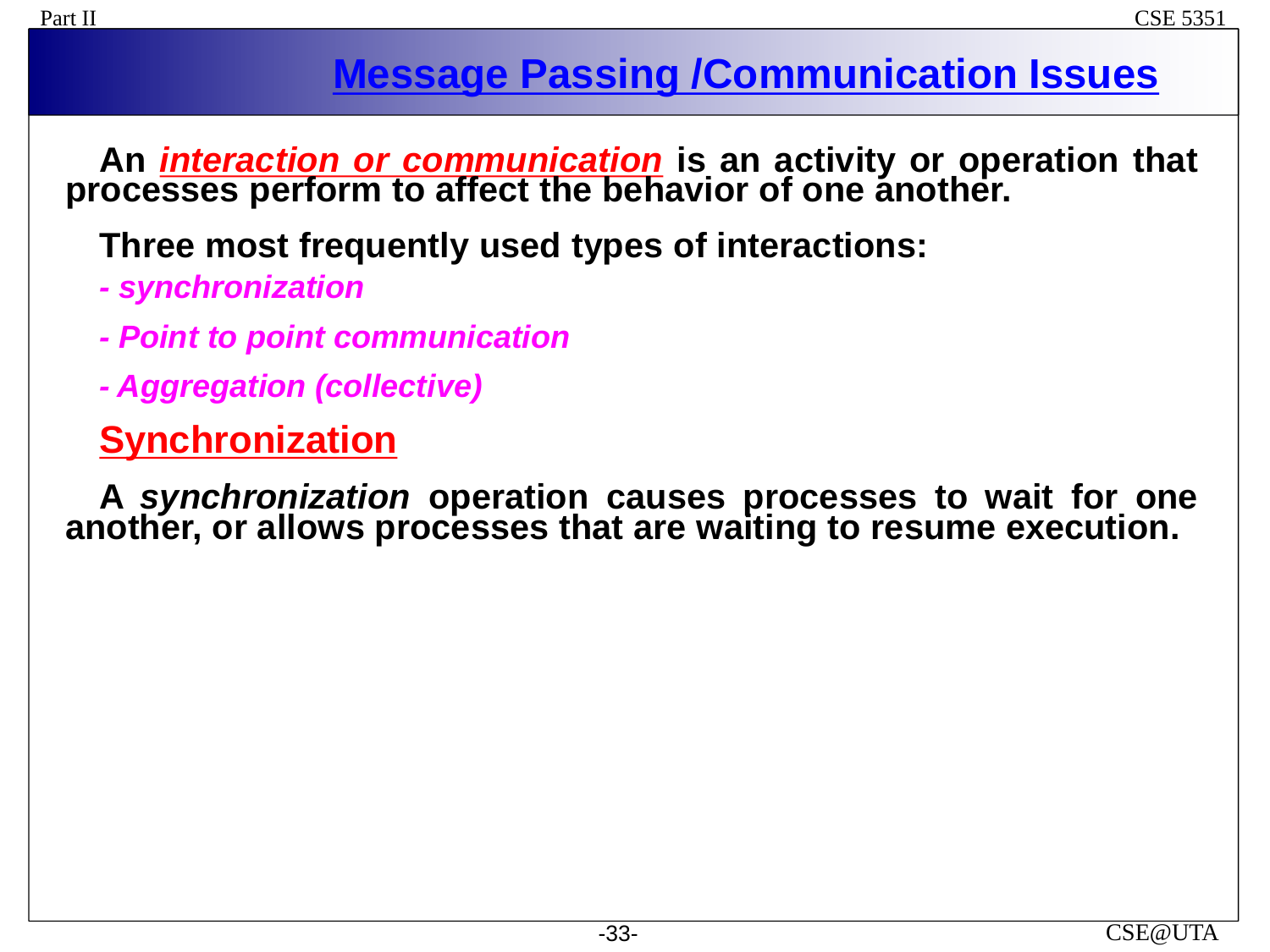# Message Passing /Communication Issues

An ***interaction or communication*** is an activity or operation that processes perform to affect the behavior of one another.

**Three most frequently used types of interactions:**

- *synchronization*
- *Point to point communication*
- *Aggregation (collective)*

## Synchronization

A *synchronization* operation causes processes to wait for one another, or allows processes that are waiting to resume execution.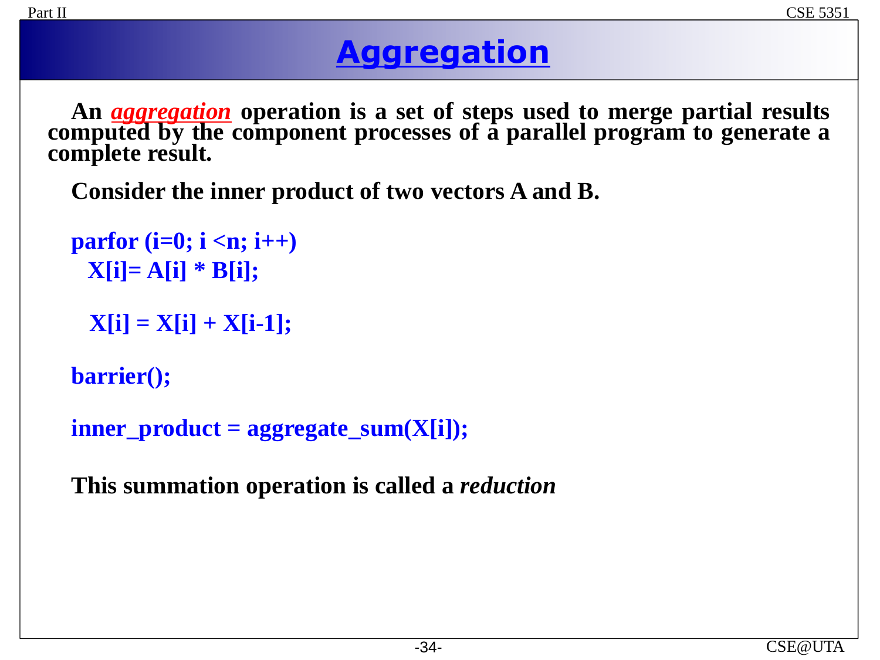# Aggregation

An ***aggregation*** operation is a set of steps used to merge partial results computed by the component processes of a parallel program to generate a complete result.

**Consider the inner product of two vectors A and B.**

```
parfor (i=0; i <n; i++)
  X[i]= A[i] * B[i];

  X[i] = X[i] + X[i-1];

barrier();

inner_product = aggregate_sum(X[i]);
```

**This summation operation is called a *reduction***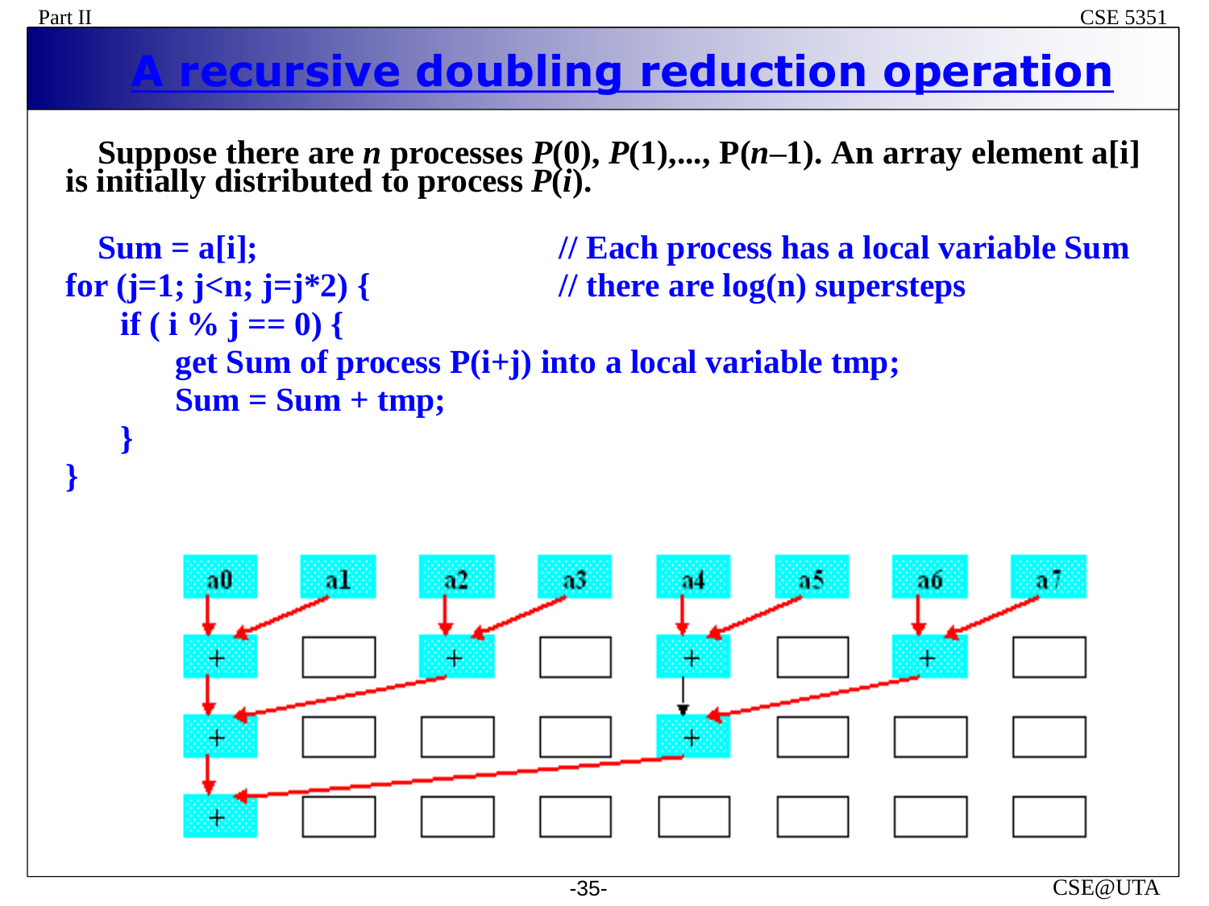# A recursive doubling reduction operation

Suppose there are $n$ processes $P(0)$, $P(1)$,..., $P(n-1)$. An array element a[i] is initially distributed to process $P(i)$.

```
Sum = a[i];                              // Each process has a local variable Sum
for (j=1; j<n; j=j*2) {                  // there are log(n) supersteps
    if ( i % j == 0) {
        get Sum of process P(i+j) into a local variable tmp;
        Sum = Sum + tmp;
    }
}
```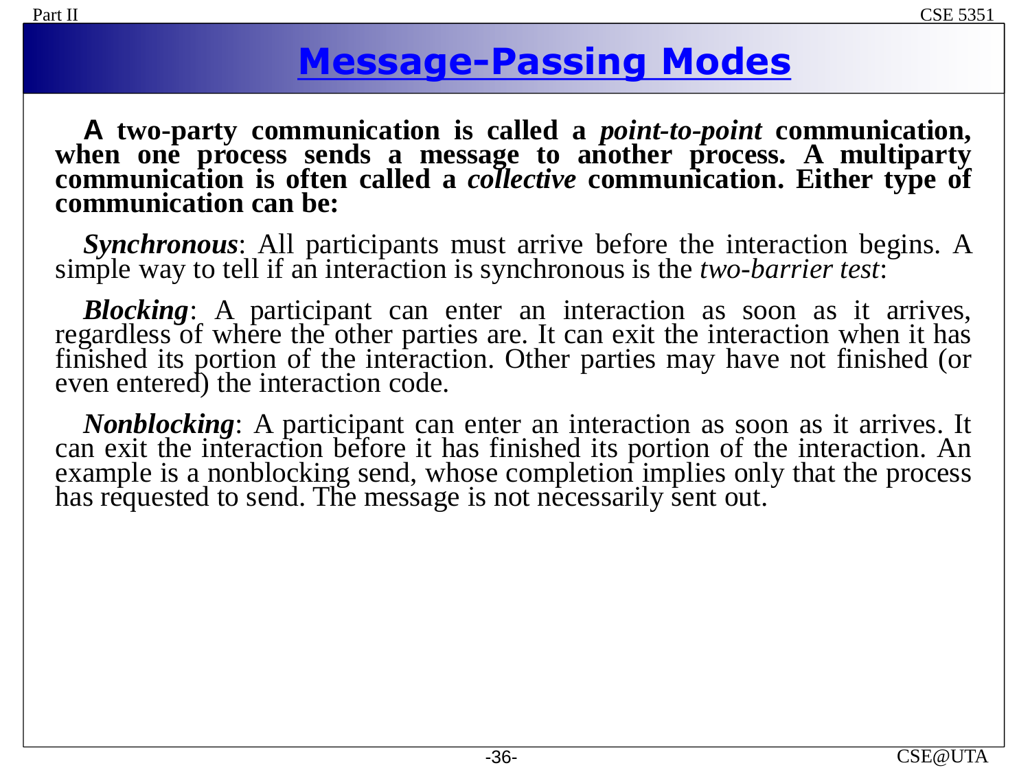# Message-Passing Modes

**A two-party communication is called a *point-to-point* communication, when one process sends a message to another process. A multiparty communication is often called a *collective* communication. Either type of communication can be:**

***Synchronous***: All participants must arrive before the interaction begins. A simple way to tell if an interaction is synchronous is the *two-barrier test*:

***Blocking***: A participant can enter an interaction as soon as it arrives, regardless of where the other parties are. It can exit the interaction when it has finished its portion of the interaction. Other parties may have not finished (or even entered) the interaction code.

***Nonblocking***: A participant can enter an interaction as soon as it arrives. It can exit the interaction before it has finished its portion of the interaction. An example is a nonblocking send, whose completion implies only that the process has requested to send. The message is not necessarily sent out.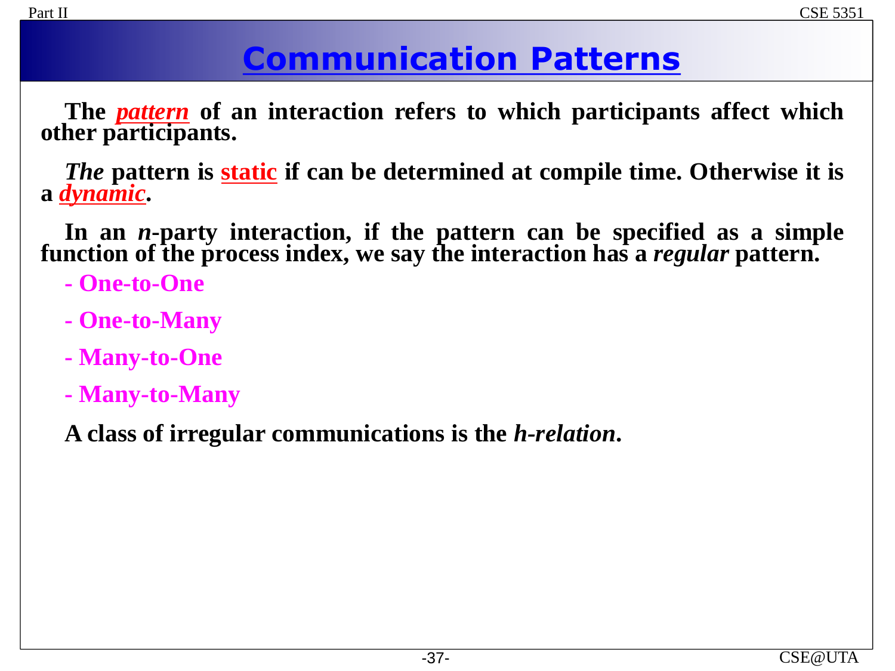# Communication Patterns

**The *pattern* of an interaction refers to which participants affect which other participants.**

***The* pattern is static if can be determined at compile time. Otherwise it is a *dynamic*.**

**In an *n*-party interaction, if the pattern can be specified as a simple function of the process index, we say the interaction has a *regular* pattern.**

- **One-to-One**
- **One-to-Many**
- **Many-to-One**
- **Many-to-Many**

**A class of irregular communications is the *h-relation*.**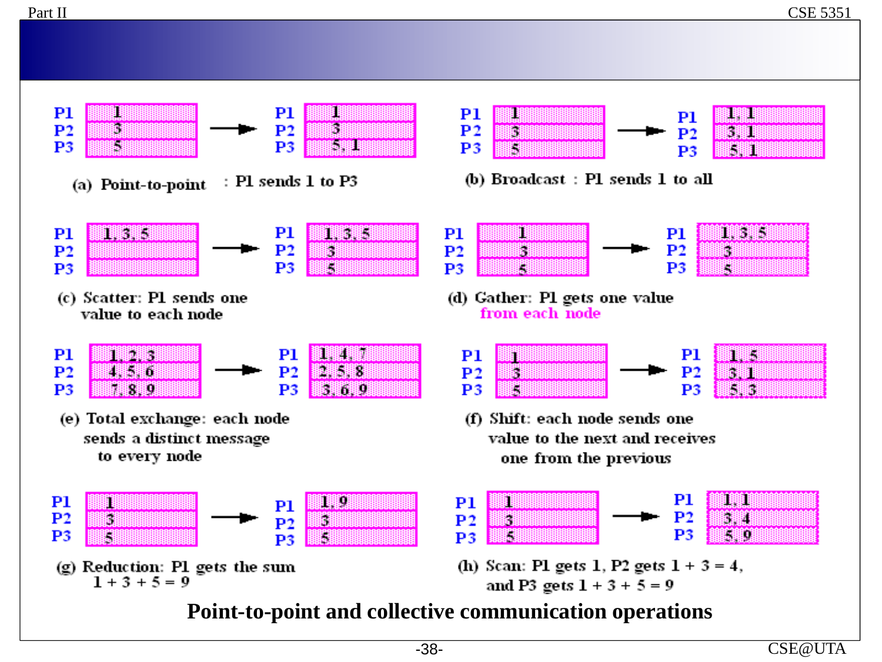**(a) Point-to-point : P1 sends 1 to P3**

| | Before | After |
|---|---|---|
| P1 | 1 | 1 |
| P2 | 3 | 3 |
| P3 | 5 | 5, 1 |

**(b) Broadcast : P1 sends 1 to all**

| | Before | After |
|---|---|---|
| P1 | 1 | 1, 1 |
| P2 | 3 | 3, 1 |
| P3 | 5 | 5, 1 |

**(c) Scatter: P1 sends one value to each node**

| | Before | After |
|---|---|---|
| P1 | 1, 3, 5 | 1, 3, 5 |
| P2 | | 3 |
| P3 | | 5 |

**(d) Gather: P1 gets one value from each node**

| | Before | After |
|---|---|---|
| P1 | 1 | 1, 3, 5 |
| P2 | 3 | 3 |
| P3 | 5 | 5 |

**(e) Total exchange: each node sends a distinct message to every node**

| | Before | After |
|---|---|---|
| P1 | 1, 2, 3 | 1, 4, 7 |
| P2 | 4, 5, 6 | 2, 5, 8 |
| P3 | 7, 8, 9 | 3, 6, 9 |

**(f) Shift: each node sends one value to the next and receives one from the previous**

| | Before | After |
|---|---|---|
| P1 | 1 | 1, 5 |
| P2 | 3 | 3, 1 |
| P3 | 5 | 5, 3 |

**(g) Reduction: P1 gets the sum $1 + 3 + 5 = 9$**

| | Before | After |
|---|---|---|
| P1 | 1 | 1, 9 |
| P2 | 3 | 3 |
| P3 | 5 | 5 |

**(h) Scan: P1 gets 1, P2 gets $1 + 3 = 4$, and P3 gets $1 + 3 + 5 = 9$**

| | Before | After |
|---|---|---|
| P1 | 1 | 1, 1 |
| P2 | 3 | 3, 4 |
| P3 | 5 | 5, 9 |

**Point-to-point and collective communication operations**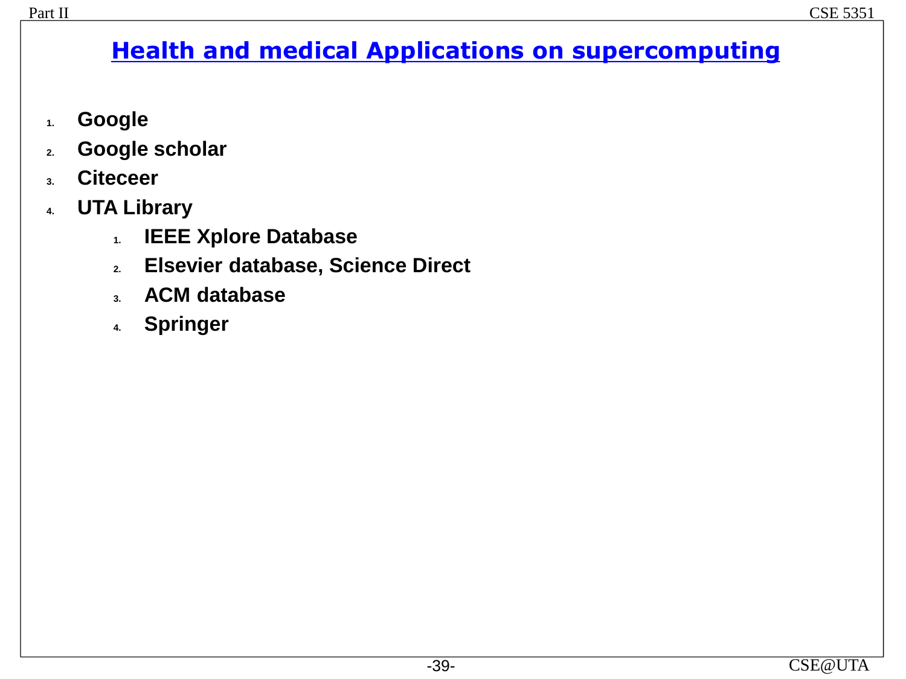# Health and medical Applications on supercomputing

1. **Google**
2. **Google scholar**
3. **Citeceer**
4. **UTA Library**
    1. **IEEE Xplore Database**
    2. **Elsevier database, Science Direct**
    3. **ACM database**
    4. **Springer**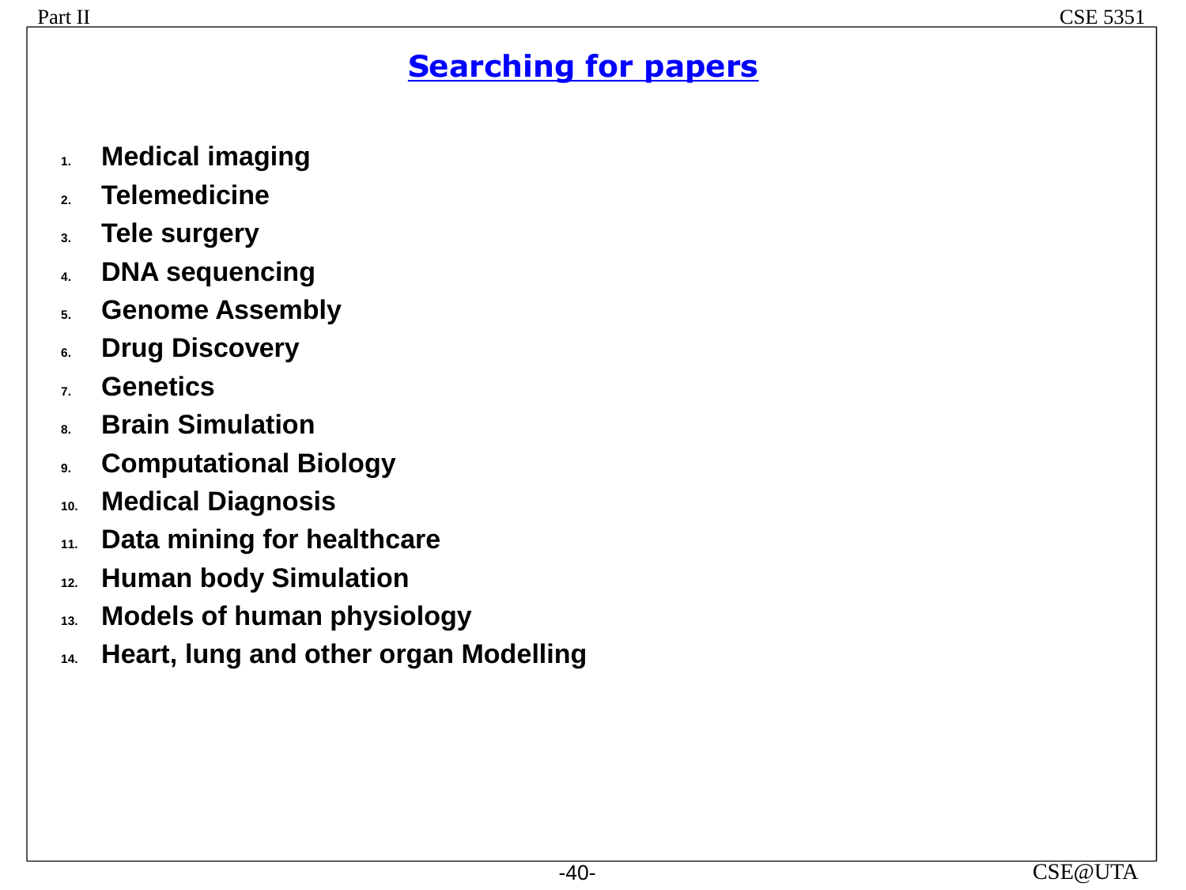# Searching for papers

1. **Medical imaging**
2. **Telemedicine**
3. **Tele surgery**
4. **DNA sequencing**
5. **Genome Assembly**
6. **Drug Discovery**
7. **Genetics**
8. **Brain Simulation**
9. **Computational Biology**
10. **Medical Diagnosis**
11. **Data mining for healthcare**
12. **Human body Simulation**
13. **Models of human physiology**
14. **Heart, lung and other organ Modelling**